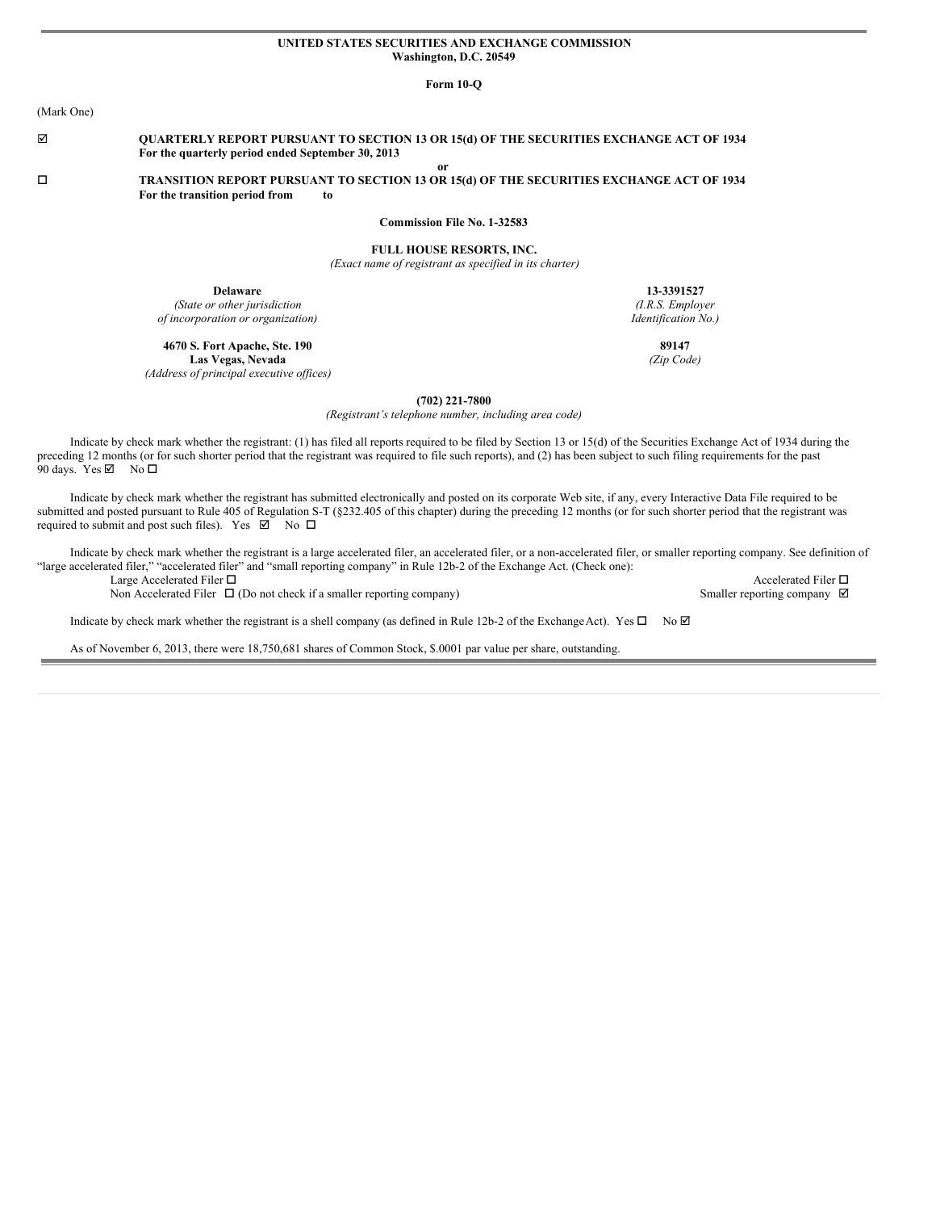**UNITED STATES SECURITIES AND EXCHANGE COMMISSION**
**Washington, D.C. 20549**

**Form 10-Q**

(Mark One)

☑ **QUARTERLY REPORT PURSUANT TO SECTION 13 OR 15(d) OF THE SECURITIES EXCHANGE ACT OF 1934**
**For the quarterly period ended September 30, 2013**

**or**

☐ **TRANSITION REPORT PURSUANT TO SECTION 13 OR 15(d) OF THE SECURITIES EXCHANGE ACT OF 1934**
**For the transition period from to**

**Commission File No. 1-32583**

**FULL HOUSE RESORTS, INC.**
*(Exact name of registrant as specified in its charter)*

| | |
|---|---|
| **Delaware** | **13-3391527** |
| *(State or other jurisdiction of incorporation or organization)* | *(I.R.S. Employer Identification No.)* |
| **4670 S. Fort Apache, Ste. 190 Las Vegas, Nevada** | **89147** |
| *(Address of principal executive offices)* | *(Zip Code)* |

**(702) 221-7800**
*(Registrant's telephone number, including area code)*

Indicate by check mark whether the registrant: (1) has filed all reports required to be filed by Section 13 or 15(d) of the Securities Exchange Act of 1934 during the preceding 12 months (or for such shorter period that the registrant was required to file such reports), and (2) has been subject to such filing requirements for the past 90 days. Yes ☑ No ☐

Indicate by check mark whether the registrant has submitted electronically and posted on its corporate Web site, if any, every Interactive Data File required to be submitted and posted pursuant to Rule 405 of Regulation S-T (§232.405 of this chapter) during the preceding 12 months (or for such shorter period that the registrant was required to submit and post such files). Yes ☑ No ☐

Indicate by check mark whether the registrant is a large accelerated filer, an accelerated filer, or a non-accelerated filer, or smaller reporting company. See definition of "large accelerated filer," "accelerated filer" and "small reporting company" in Rule 12b-2 of the Exchange Act. (Check one):

| | |
|---|---|
| Large Accelerated Filer ☐ | Accelerated Filer ☐ |
| Non Accelerated Filer ☐ (Do not check if a smaller reporting company) | Smaller reporting company ☑ |

Indicate by check mark whether the registrant is a shell company (as defined in Rule 12b-2 of the Exchange Act). Yes ☐ No ☑

As of November 6, 2013, there were 18,750,681 shares of Common Stock, $.0001 par value per share, outstanding.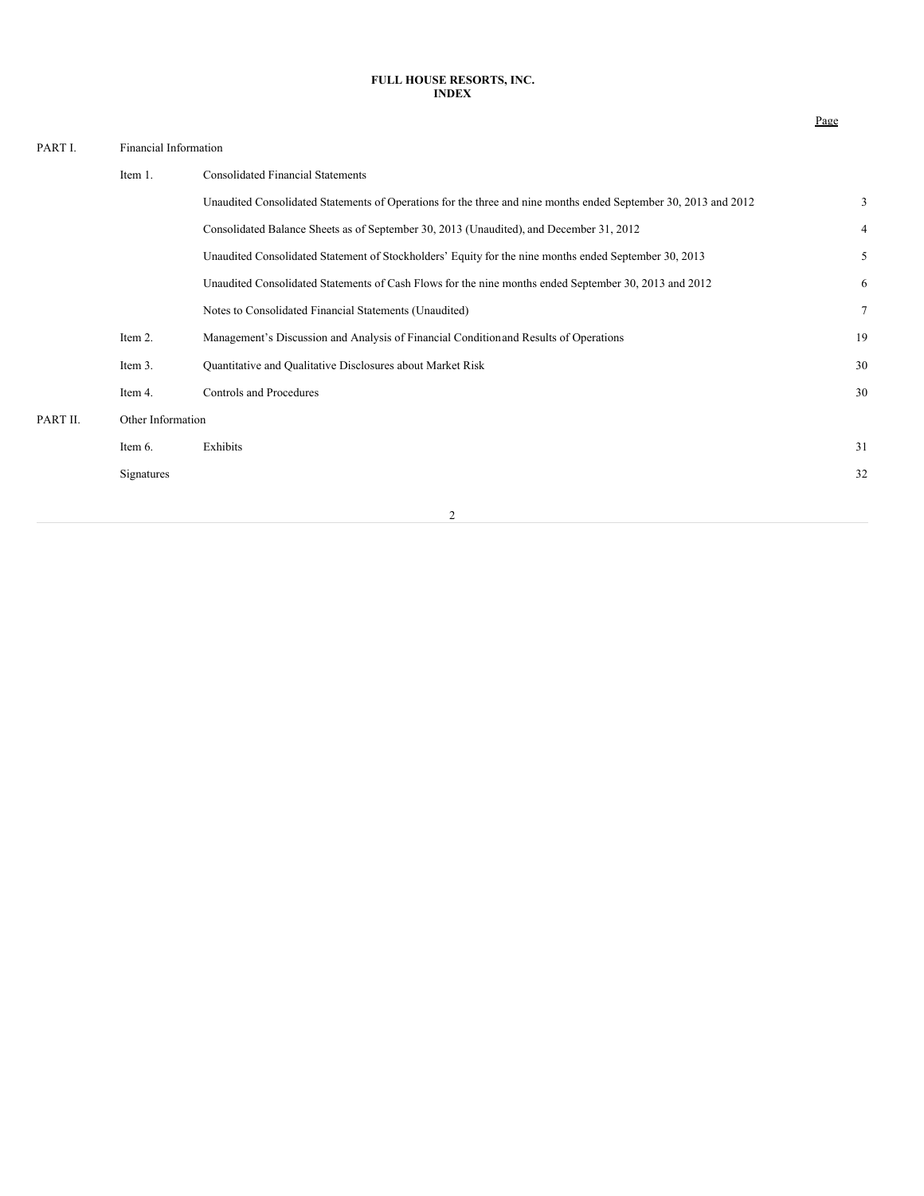**FULL HOUSE RESORTS, INC.**
**INDEX**

| | | | Page |
|---|---|---|---|
| PART I. | Financial Information | | |
| | Item 1. | Consolidated Financial Statements | |
| | | Unaudited Consolidated Statements of Operations for the three and nine months ended September 30, 2013 and 2012 | 3 |
| | | Consolidated Balance Sheets as of September 30, 2013 (Unaudited), and December 31, 2012 | 4 |
| | | Unaudited Consolidated Statement of Stockholders' Equity for the nine months ended September 30, 2013 | 5 |
| | | Unaudited Consolidated Statements of Cash Flows for the nine months ended September 30, 2013 and 2012 | 6 |
| | | Notes to Consolidated Financial Statements (Unaudited) | 7 |
| | Item 2. | Management's Discussion and Analysis of Financial Condition and Results of Operations | 19 |
| | Item 3. | Quantitative and Qualitative Disclosures about Market Risk | 30 |
| | Item 4. | Controls and Procedures | 30 |
| PART II. | Other Information | | |
| | Item 6. | Exhibits | 31 |
| | Signatures | | 32 |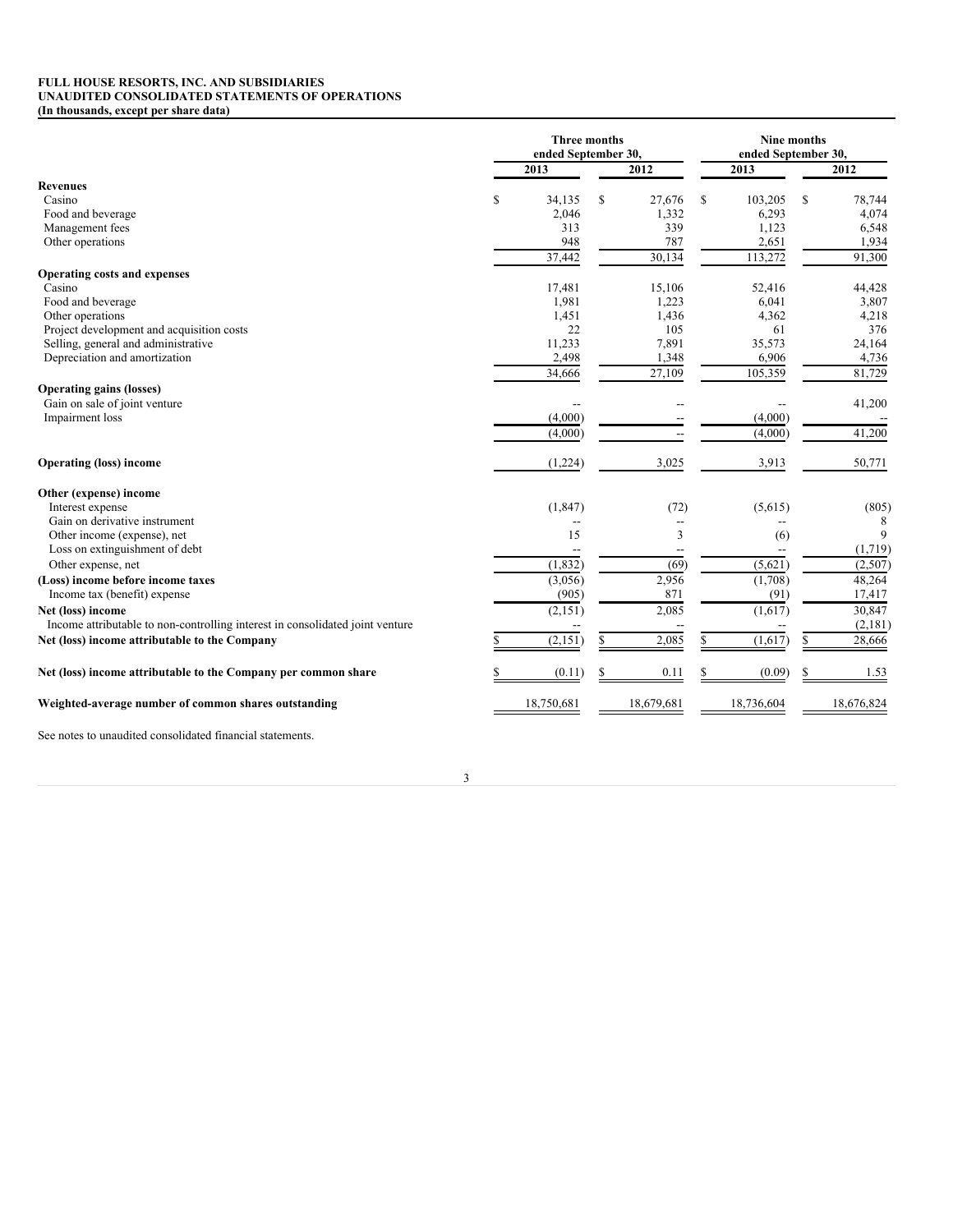**FULL HOUSE RESORTS, INC. AND SUBSIDIARIES**
**UNAUDITED CONSOLIDATED STATEMENTS OF OPERATIONS**
**(In thousands, except per share data)**

| | Three months ended September 30, | | Nine months ended September 30, | |
|---|---|---|---|---|
| | 2013 | 2012 | 2013 | 2012 |
| **Revenues** | | | | |
| Casino | $ 34,135 | $ 27,676 | $ 103,205 | $ 78,744 |
| Food and beverage | 2,046 | 1,332 | 6,293 | 4,074 |
| Management fees | 313 | 339 | 1,123 | 6,548 |
| Other operations | 948 | 787 | 2,651 | 1,934 |
| | 37,442 | 30,134 | 113,272 | 91,300 |
| **Operating costs and expenses** | | | | |
| Casino | 17,481 | 15,106 | 52,416 | 44,428 |
| Food and beverage | 1,981 | 1,223 | 6,041 | 3,807 |
| Other operations | 1,451 | 1,436 | 4,362 | 4,218 |
| Project development and acquisition costs | 22 | 105 | 61 | 376 |
| Selling, general and administrative | 11,233 | 7,891 | 35,573 | 24,164 |
| Depreciation and amortization | 2,498 | 1,348 | 6,906 | 4,736 |
| | 34,666 | 27,109 | 105,359 | 81,729 |
| **Operating gains (losses)** | | | | |
| Gain on sale of joint venture | -- | -- | -- | 41,200 |
| Impairment loss | (4,000) | -- | (4,000) | -- |
| | (4,000) | -- | (4,000) | 41,200 |
| **Operating (loss) income** | (1,224) | 3,025 | 3,913 | 50,771 |
| **Other (expense) income** | | | | |
| Interest expense | (1,847) | (72) | (5,615) | (805) |
| Gain on derivative instrument | -- | -- | -- | 8 |
| Other income (expense), net | 15 | 3 | (6) | 9 |
| Loss on extinguishment of debt | -- | -- | -- | (1,719) |
| Other expense, net | (1,832) | (69) | (5,621) | (2,507) |
| **(Loss) income before income taxes** | (3,056) | 2,956 | (1,708) | 48,264 |
| Income tax (benefit) expense | (905) | 871 | (91) | 17,417 |
| **Net (loss) income** | (2,151) | 2,085 | (1,617) | 30,847 |
| Income attributable to non-controlling interest in consolidated joint venture | -- | -- | -- | (2,181) |
| **Net (loss) income attributable to the Company** | $ (2,151) | $ 2,085 | $ (1,617) | $ 28,666 |
| **Net (loss) income attributable to the Company per common share** | $ (0.11) | $ 0.11 | $ (0.09) | $ 1.53 |
| **Weighted-average number of common shares outstanding** | 18,750,681 | 18,679,681 | 18,736,604 | 18,676,824 |

See notes to unaudited consolidated financial statements.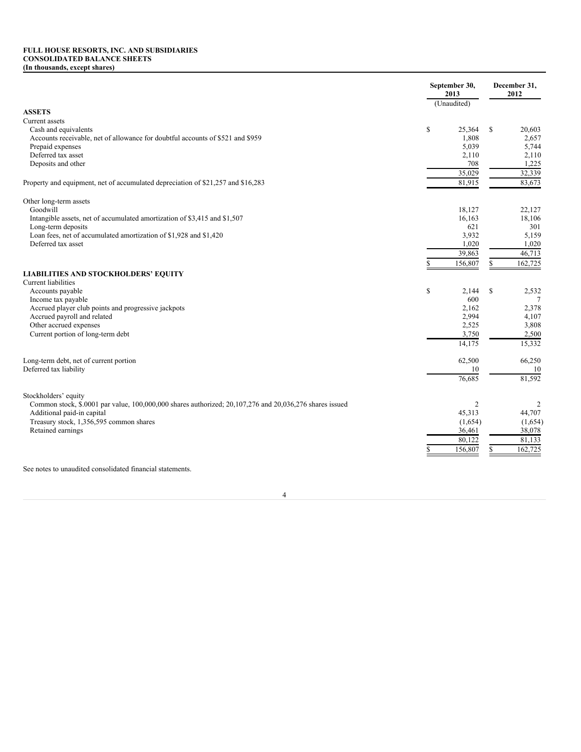**FULL HOUSE RESORTS, INC. AND SUBSIDIARIES**
**CONSOLIDATED BALANCE SHEETS**
**(In thousands, except shares)**

| | September 30, 2013 (Unaudited) | December 31, 2012 |
|---|---|---|
| **ASSETS** | | |
| Current assets | | |
| Cash and equivalents | $ 25,364 | $ 20,603 |
| Accounts receivable, net of allowance for doubtful accounts of $521 and $959 | 1,808 | 2,657 |
| Prepaid expenses | 5,039 | 5,744 |
| Deferred tax asset | 2,110 | 2,110 |
| Deposits and other | 708 | 1,225 |
| | 35,029 | 32,339 |
| Property and equipment, net of accumulated depreciation of $21,257 and $16,283 | 81,915 | 83,673 |
| Other long-term assets | | |
| Goodwill | 18,127 | 22,127 |
| Intangible assets, net of accumulated amortization of $3,415 and $1,507 | 16,163 | 18,106 |
| Long-term deposits | 621 | 301 |
| Loan fees, net of accumulated amortization of $1,928 and $1,420 | 3,932 | 5,159 |
| Deferred tax asset | 1,020 | 1,020 |
| | 39,863 | 46,713 |
| | $ 156,807 | $ 162,725 |
| **LIABILITIES AND STOCKHOLDERS' EQUITY** | | |
| Current liabilities | | |
| Accounts payable | $ 2,144 | $ 2,532 |
| Income tax payable | 600 | 7 |
| Accrued player club points and progressive jackpots | 2,162 | 2,378 |
| Accrued payroll and related | 2,994 | 4,107 |
| Other accrued expenses | 2,525 | 3,808 |
| Current portion of long-term debt | 3,750 | 2,500 |
| | 14,175 | 15,332 |
| Long-term debt, net of current portion | 62,500 | 66,250 |
| Deferred tax liability | 10 | 10 |
| | 76,685 | 81,592 |
| Stockholders' equity | | |
| Common stock, $.0001 par value, 100,000,000 shares authorized; 20,107,276 and 20,036,276 shares issued | 2 | 2 |
| Additional paid-in capital | 45,313 | 44,707 |
| Treasury stock, 1,356,595 common shares | (1,654) | (1,654) |
| Retained earnings | 36,461 | 38,078 |
| | 80,122 | 81,133 |
| | $ 156,807 | $ 162,725 |

See notes to unaudited consolidated financial statements.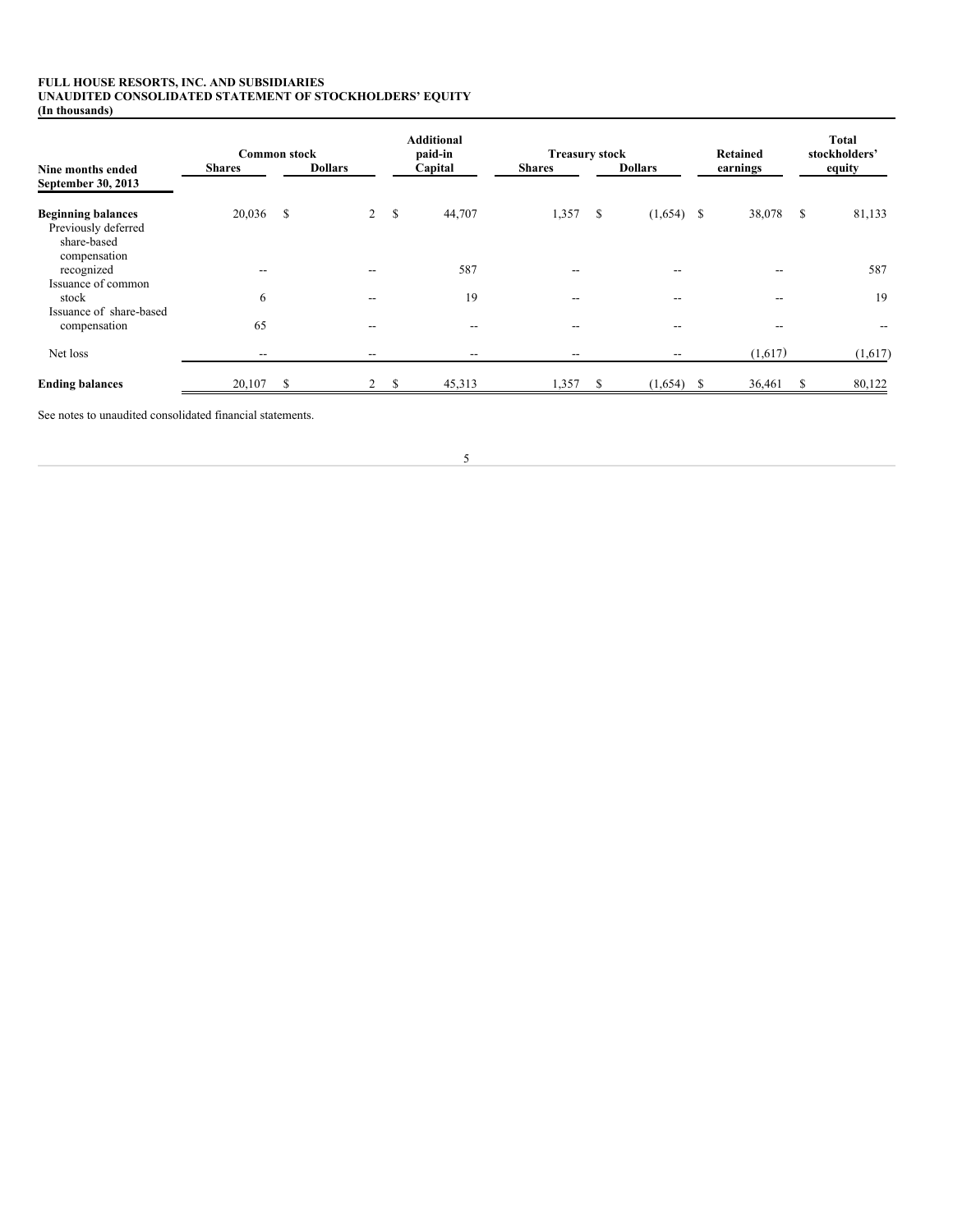**FULL HOUSE RESORTS, INC. AND SUBSIDIARIES**
**UNAUDITED CONSOLIDATED STATEMENT OF STOCKHOLDERS' EQUITY**
**(In thousands)**

| Nine months ended September 30, 2013 | Common stock Shares | Common stock Dollars | Additional paid-in Capital | Treasury stock Shares | Treasury stock Dollars | Retained earnings | Total stockholders' equity |
|---|---|---|---|---|---|---|---|
| **Beginning balances** | 20,036 | $ 2 | $ 44,707 | 1,357 | $ (1,654) | $ 38,078 | $ 81,133 |
| Previously deferred share-based compensation recognized | -- | -- | 587 | -- | -- | -- | 587 |
| Issuance of common stock | 6 | -- | 19 | -- | -- | -- | 19 |
| Issuance of share-based compensation | 65 | -- | -- | -- | -- | -- | -- |
| Net loss | -- | -- | -- | -- | -- | (1,617) | (1,617) |
| **Ending balances** | 20,107 | $ 2 | $ 45,313 | 1,357 | $ (1,654) | $ 36,461 | $ 80,122 |

See notes to unaudited consolidated financial statements.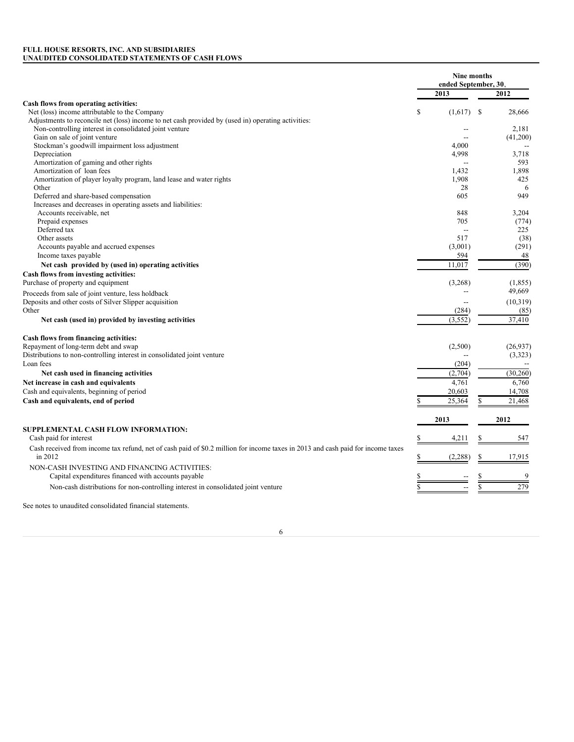**FULL HOUSE RESORTS, INC. AND SUBSIDIARIES**
**UNAUDITED CONSOLIDATED STATEMENTS OF CASH FLOWS**

| | Nine months ended September, 30, | |
|---|---|---|
| | 2013 | 2012 |
| **Cash flows from operating activities:** | | |
| Net (loss) income attributable to the Company | $ (1,617) | $ 28,666 |
| Adjustments to reconcile net (loss) income to net cash provided by (used in) operating activities: | | |
| Non-controlling interest in consolidated joint venture | -- | 2,181 |
| Gain on sale of joint venture | -- | (41,200) |
| Stockman's goodwill impairment loss adjustment | 4,000 | -- |
| Depreciation | 4,998 | 3,718 |
| Amortization of gaming and other rights | -- | 593 |
| Amortization of loan fees | 1,432 | 1,898 |
| Amortization of player loyalty program, land lease and water rights | 1,908 | 425 |
| Other | 28 | 6 |
| Deferred and share-based compensation | 605 | 949 |
| Increases and decreases in operating assets and liabilities: | | |
| Accounts receivable, net | 848 | 3,204 |
| Prepaid expenses | 705 | (774) |
| Deferred tax | -- | 225 |
| Other assets | 517 | (38) |
| Accounts payable and accrued expenses | (3,001) | (291) |
| Income taxes payable | 594 | 48 |
| **Net cash provided by (used in) operating activities** | 11,017 | (390) |
| **Cash flows from investing activities:** | | |
| Purchase of property and equipment | (3,268) | (1,855) |
| Proceeds from sale of joint venture, less holdback | -- | 49,669 |
| Deposits and other costs of Silver Slipper acquisition | -- | (10,319) |
| Other | (284) | (85) |
| **Net cash (used in) provided by investing activities** | (3,552) | 37,410 |
| **Cash flows from financing activities:** | | |
| Repayment of long-term debt and swap | (2,500) | (26,937) |
| Distributions to non-controlling interest in consolidated joint venture | -- | (3,323) |
| Loan fees | (204) | -- |
| **Net cash used in financing activities** | (2,704) | (30,260) |
| **Net increase in cash and equivalents** | 4,761 | 6,760 |
| Cash and equivalents, beginning of period | 20,603 | 14,708 |
| **Cash and equivalents, end of period** | $ 25,364 | $ 21,468 |

| | 2013 | 2012 |
|---|---|---|
| **SUPPLEMENTAL CASH FLOW INFORMATION:** | | |
| Cash paid for interest | $ 4,211 | $ 547 |
| Cash received from income tax refund, net of cash paid of $0.2 million for income taxes in 2013 and cash paid for income taxes in 2012 | $ (2,288) | $ 17,915 |
| NON-CASH INVESTING AND FINANCING ACTIVITIES: | | |
| Capital expenditures financed with accounts payable | $ -- | $ 9 |
| Non-cash distributions for non-controlling interest in consolidated joint venture | $ -- | $ 279 |

See notes to unaudited consolidated financial statements.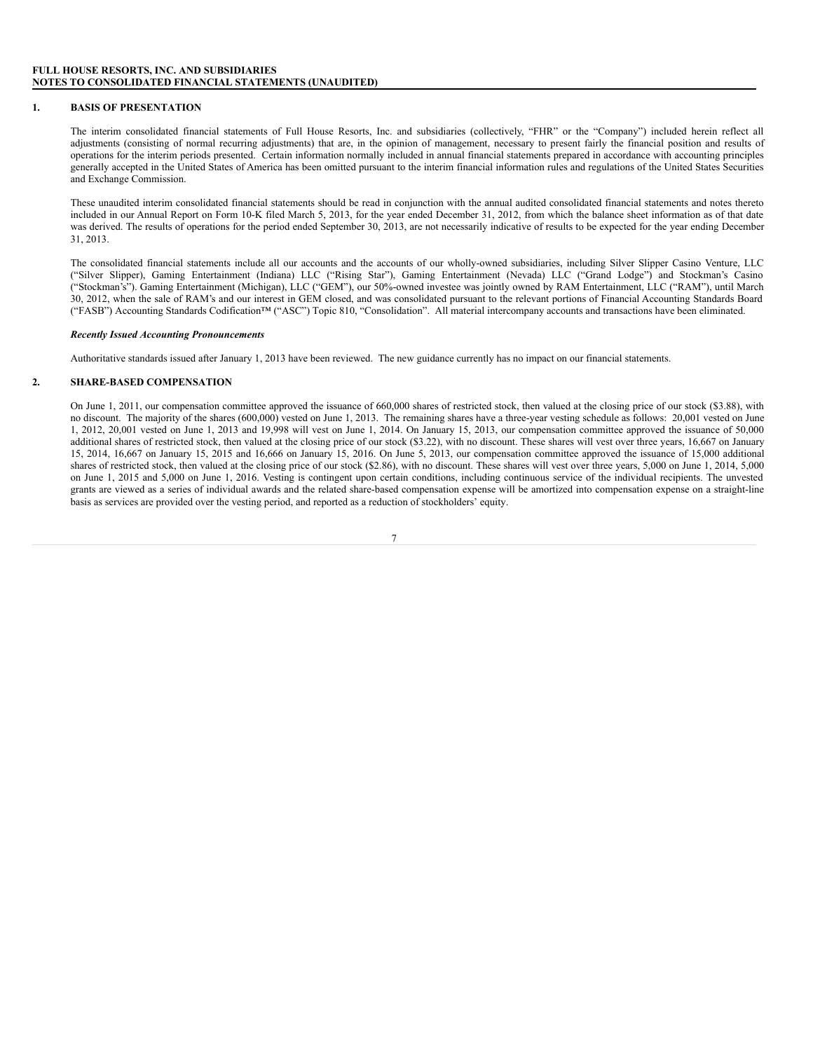**FULL HOUSE RESORTS, INC. AND SUBSIDIARIES**
**NOTES TO CONSOLIDATED FINANCIAL STATEMENTS (UNAUDITED)**

## 1. BASIS OF PRESENTATION

The interim consolidated financial statements of Full House Resorts, Inc. and subsidiaries (collectively, "FHR" or the "Company") included herein reflect all adjustments (consisting of normal recurring adjustments) that are, in the opinion of management, necessary to present fairly the financial position and results of operations for the interim periods presented. Certain information normally included in annual financial statements prepared in accordance with accounting principles generally accepted in the United States of America has been omitted pursuant to the interim financial information rules and regulations of the United States Securities and Exchange Commission.

These unaudited interim consolidated financial statements should be read in conjunction with the annual audited consolidated financial statements and notes thereto included in our Annual Report on Form 10-K filed March 5, 2013, for the year ended December 31, 2012, from which the balance sheet information as of that date was derived. The results of operations for the period ended September 30, 2013, are not necessarily indicative of results to be expected for the year ending December 31, 2013.

The consolidated financial statements include all our accounts and the accounts of our wholly-owned subsidiaries, including Silver Slipper Casino Venture, LLC ("Silver Slipper), Gaming Entertainment (Indiana) LLC ("Rising Star"), Gaming Entertainment (Nevada) LLC ("Grand Lodge") and Stockman's Casino ("Stockman's"). Gaming Entertainment (Michigan), LLC ("GEM"), our 50%-owned investee was jointly owned by RAM Entertainment, LLC ("RAM"), until March 30, 2012, when the sale of RAM's and our interest in GEM closed, and was consolidated pursuant to the relevant portions of Financial Accounting Standards Board ("FASB") Accounting Standards Codification™ ("ASC") Topic 810, "Consolidation". All material intercompany accounts and transactions have been eliminated.

***Recently Issued Accounting Pronouncements***

Authoritative standards issued after January 1, 2013 have been reviewed. The new guidance currently has no impact on our financial statements.

## 2. SHARE-BASED COMPENSATION

On June 1, 2011, our compensation committee approved the issuance of 660,000 shares of restricted stock, then valued at the closing price of our stock ($3.88), with no discount. The majority of the shares (600,000) vested on June 1, 2013. The remaining shares have a three-year vesting schedule as follows: 20,001 vested on June 1, 2012, 20,001 vested on June 1, 2013 and 19,998 will vest on June 1, 2014. On January 15, 2013, our compensation committee approved the issuance of 50,000 additional shares of restricted stock, then valued at the closing price of our stock ($3.22), with no discount. These shares will vest over three years, 16,667 on January 15, 2014, 16,667 on January 15, 2015 and 16,666 on January 15, 2016. On June 5, 2013, our compensation committee approved the issuance of 15,000 additional shares of restricted stock, then valued at the closing price of our stock ($2.86), with no discount. These shares will vest over three years, 5,000 on June 1, 2014, 5,000 on June 1, 2015 and 5,000 on June 1, 2016. Vesting is contingent upon certain conditions, including continuous service of the individual recipients. The unvested grants are viewed as a series of individual awards and the related share-based compensation expense will be amortized into compensation expense on a straight-line basis as services are provided over the vesting period, and reported as a reduction of stockholders' equity.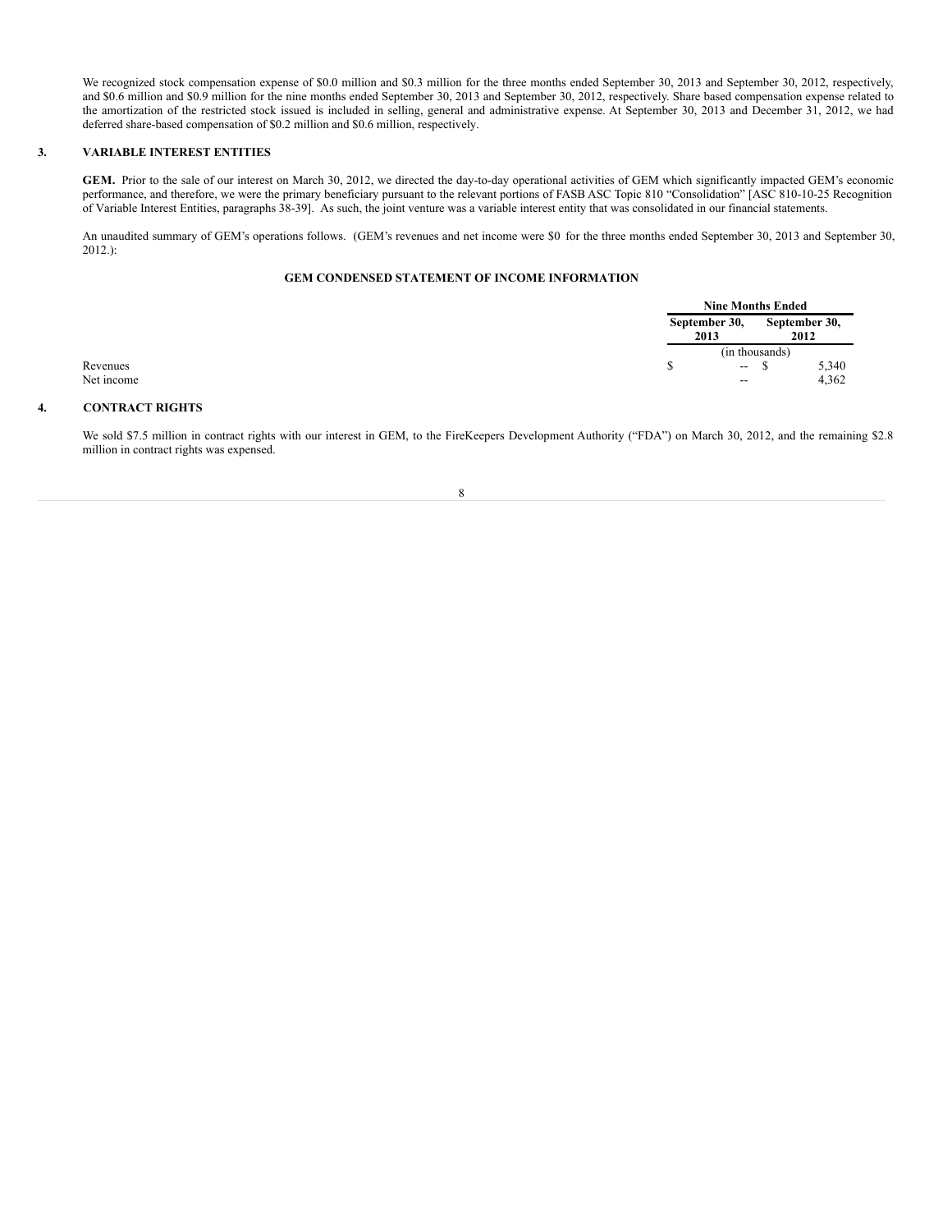We recognized stock compensation expense of $0.0 million and $0.3 million for the three months ended September 30, 2013 and September 30, 2012, respectively, and $0.6 million and $0.9 million for the nine months ended September 30, 2013 and September 30, 2012, respectively. Share based compensation expense related to the amortization of the restricted stock issued is included in selling, general and administrative expense. At September 30, 2013 and December 31, 2012, we had deferred share-based compensation of $0.2 million and $0.6 million, respectively.

## 3. VARIABLE INTEREST ENTITIES

**GEM.** Prior to the sale of our interest on March 30, 2012, we directed the day-to-day operational activities of GEM which significantly impacted GEM's economic performance, and therefore, we were the primary beneficiary pursuant to the relevant portions of FASB ASC Topic 810 "Consolidation" [ASC 810-10-25 Recognition of Variable Interest Entities, paragraphs 38-39]. As such, the joint venture was a variable interest entity that was consolidated in our financial statements.

An unaudited summary of GEM's operations follows. (GEM's revenues and net income were $0 for the three months ended September 30, 2013 and September 30, 2012.):

**GEM CONDENSED STATEMENT OF INCOME INFORMATION**

| | Nine Months Ended | |
|---|---|---|
| | September 30, 2013 | September 30, 2012 |
| | (in thousands) | |
| Revenues | $ -- | $ 5,340 |
| Net income | -- | 4,362 |

## 4. CONTRACT RIGHTS

We sold $7.5 million in contract rights with our interest in GEM, to the FireKeepers Development Authority ("FDA") on March 30, 2012, and the remaining $2.8 million in contract rights was expensed.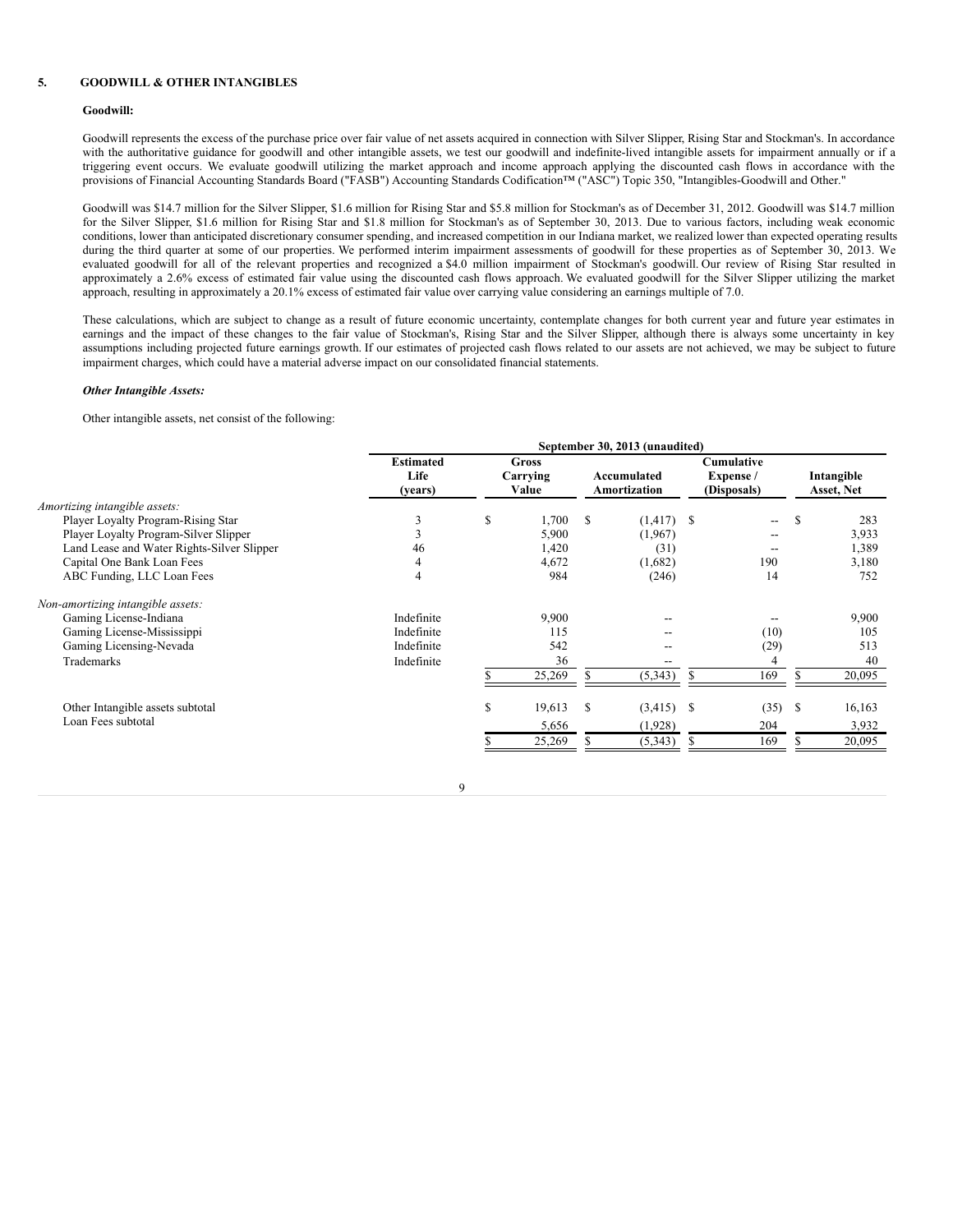## 5. GOODWILL & OTHER INTANGIBLES

### Goodwill:

Goodwill represents the excess of the purchase price over fair value of net assets acquired in connection with Silver Slipper, Rising Star and Stockman's. In accordance with the authoritative guidance for goodwill and other intangible assets, we test our goodwill and indefinite-lived intangible assets for impairment annually or if a triggering event occurs. We evaluate goodwill utilizing the market approach and income approach applying the discounted cash flows in accordance with the provisions of Financial Accounting Standards Board ("FASB") Accounting Standards Codification™ ("ASC") Topic 350, "Intangibles-Goodwill and Other."

Goodwill was $14.7 million for the Silver Slipper, $1.6 million for Rising Star and $5.8 million for Stockman's as of December 31, 2012. Goodwill was $14.7 million for the Silver Slipper, $1.6 million for Rising Star and $1.8 million for Stockman's as of September 30, 2013. Due to various factors, including weak economic conditions, lower than anticipated discretionary consumer spending, and increased competition in our Indiana market, we realized lower than expected operating results during the third quarter at some of our properties. We performed interim impairment assessments of goodwill for these properties as of September 30, 2013. We evaluated goodwill for all of the relevant properties and recognized a $4.0 million impairment of Stockman's goodwill. Our review of Rising Star resulted in approximately a 2.6% excess of estimated fair value using the discounted cash flows approach. We evaluated goodwill for the Silver Slipper utilizing the market approach, resulting in approximately a 20.1% excess of estimated fair value over carrying value considering an earnings multiple of 7.0.

These calculations, which are subject to change as a result of future economic uncertainty, contemplate changes for both current year and future year estimates in earnings and the impact of these changes to the fair value of Stockman's, Rising Star and the Silver Slipper, although there is always some uncertainty in key assumptions including projected future earnings growth. If our estimates of projected cash flows related to our assets are not achieved, we may be subject to future impairment charges, which could have a material adverse impact on our consolidated financial statements.

### *Other Intangible Assets:*

Other intangible assets, net consist of the following:

| | September 30, 2013 (unaudited) | | | | |
|---|---|---|---|---|---|
| | Estimated Life (years) | Gross Carrying Value | Accumulated Amortization | Cumulative Expense / (Disposals) | Intangible Asset, Net |
| *Amortizing intangible assets:* | | | | | |
| Player Loyalty Program-Rising Star | 3 | $ 1,700 | $ (1,417) | $ -- | $ 283 |
| Player Loyalty Program-Silver Slipper | 3 | 5,900 | (1,967) | -- | 3,933 |
| Land Lease and Water Rights-Silver Slipper | 46 | 1,420 | (31) | -- | 1,389 |
| Capital One Bank Loan Fees | 4 | 4,672 | (1,682) | 190 | 3,180 |
| ABC Funding, LLC Loan Fees | 4 | 984 | (246) | 14 | 752 |
| *Non-amortizing intangible assets:* | | | | | |
| Gaming License-Indiana | Indefinite | 9,900 | -- | -- | 9,900 |
| Gaming License-Mississippi | Indefinite | 115 | -- | (10) | 105 |
| Gaming Licensing-Nevada | Indefinite | 542 | -- | (29) | 513 |
| Trademarks | Indefinite | 36 | -- | 4 | 40 |
| | | $ 25,269 | $ (5,343) | $ 169 | $ 20,095 |
| Other Intangible assets subtotal | | $ 19,613 | $ (3,415) | $ (35) | $ 16,163 |
| Loan Fees subtotal | | 5,656 | (1,928) | 204 | 3,932 |
| | | $ 25,269 | $ (5,343) | $ 169 | $ 20,095 |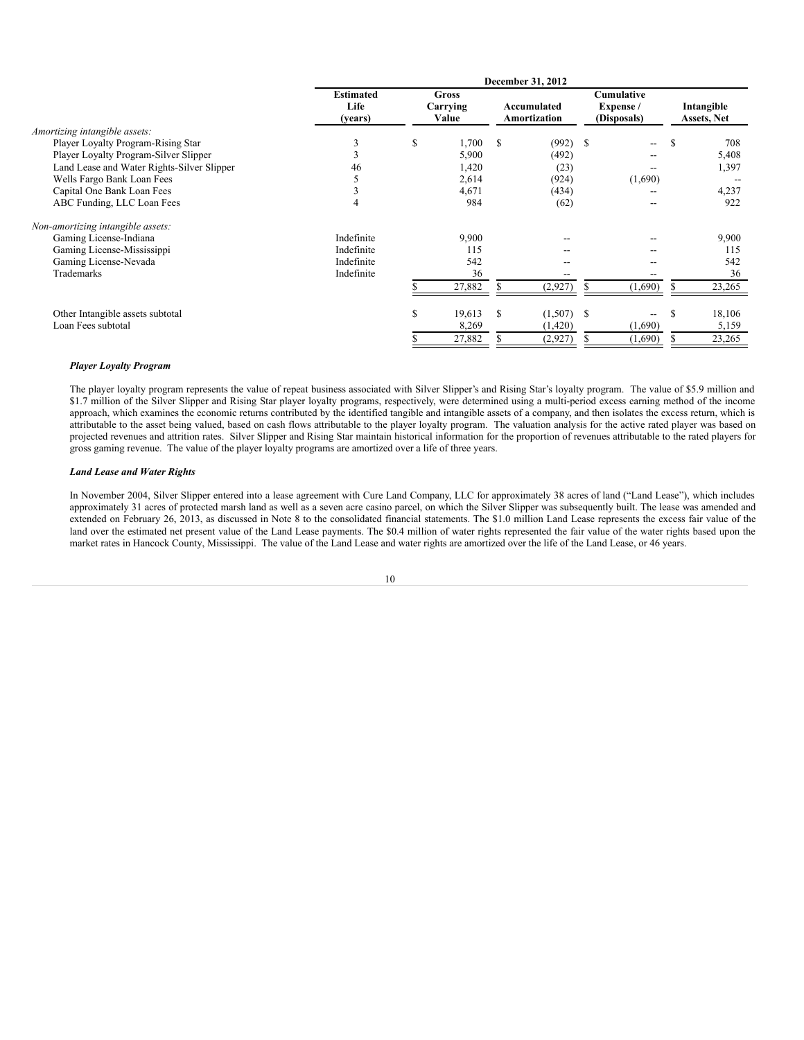| | December 31, 2012 | | | | |
|---|---|---|---|---|---|
| | Estimated Life (years) | Gross Carrying Value | Accumulated Amortization | Cumulative Expense / (Disposals) | Intangible Assets, Net |
| *Amortizing intangible assets:* | | | | | |
| Player Loyalty Program-Rising Star | 3 | $ 1,700 | $ (992) | $ -- | $ 708 |
| Player Loyalty Program-Silver Slipper | 3 | 5,900 | (492) | -- | 5,408 |
| Land Lease and Water Rights-Silver Slipper | 46 | 1,420 | (23) | -- | 1,397 |
| Wells Fargo Bank Loan Fees | 5 | 2,614 | (924) | (1,690) | -- |
| Capital One Bank Loan Fees | 3 | 4,671 | (434) | -- | 4,237 |
| ABC Funding, LLC Loan Fees | 4 | 984 | (62) | -- | 922 |
| *Non-amortizing intangible assets:* | | | | | |
| Gaming License-Indiana | Indefinite | 9,900 | -- | -- | 9,900 |
| Gaming License-Mississippi | Indefinite | 115 | -- | -- | 115 |
| Gaming License-Nevada | Indefinite | 542 | -- | -- | 542 |
| Trademarks | Indefinite | 36 | -- | -- | 36 |
| | | $ 27,882 | $ (2,927) | $ (1,690) | $ 23,265 |
| Other Intangible assets subtotal | | $ 19,613 | $ (1,507) | $ -- | $ 18,106 |
| Loan Fees subtotal | | 8,269 | (1,420) | (1,690) | 5,159 |
| | | $ 27,882 | $ (2,927) | $ (1,690) | $ 23,265 |

***Player Loyalty Program***

The player loyalty program represents the value of repeat business associated with Silver Slipper's and Rising Star's loyalty program. The value of $5.9 million and $1.7 million of the Silver Slipper and Rising Star player loyalty programs, respectively, were determined using a multi-period excess earning method of the income approach, which examines the economic returns contributed by the identified tangible and intangible assets of a company, and then isolates the excess return, which is attributable to the asset being valued, based on cash flows attributable to the player loyalty program. The valuation analysis for the active rated player was based on projected revenues and attrition rates. Silver Slipper and Rising Star maintain historical information for the proportion of revenues attributable to the rated players for gross gaming revenue. The value of the player loyalty programs are amortized over a life of three years.

***Land Lease and Water Rights***

In November 2004, Silver Slipper entered into a lease agreement with Cure Land Company, LLC for approximately 38 acres of land ("Land Lease"), which includes approximately 31 acres of protected marsh land as well as a seven acre casino parcel, on which the Silver Slipper was subsequently built. The lease was amended and extended on February 26, 2013, as discussed in Note 8 to the consolidated financial statements. The $1.0 million Land Lease represents the excess fair value of the land over the estimated net present value of the Land Lease payments. The $0.4 million of water rights represented the fair value of the water rights based upon the market rates in Hancock County, Mississippi. The value of the Land Lease and water rights are amortized over the life of the Land Lease, or 46 years.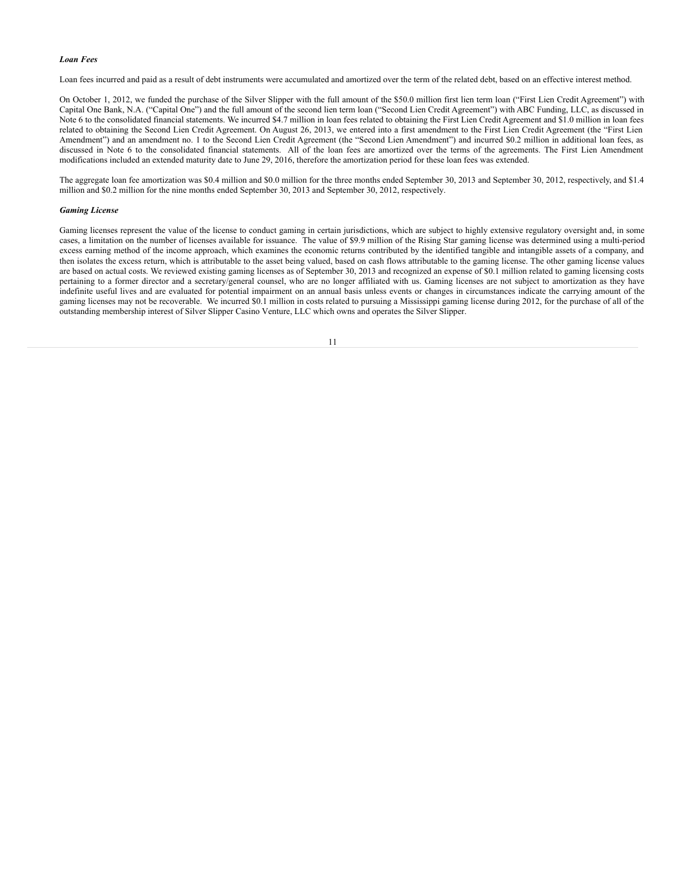***Loan Fees***

Loan fees incurred and paid as a result of debt instruments were accumulated and amortized over the term of the related debt, based on an effective interest method.

On October 1, 2012, we funded the purchase of the Silver Slipper with the full amount of the $50.0 million first lien term loan ("First Lien Credit Agreement") with Capital One Bank, N.A. ("Capital One") and the full amount of the second lien term loan ("Second Lien Credit Agreement") with ABC Funding, LLC, as discussed in Note 6 to the consolidated financial statements. We incurred $4.7 million in loan fees related to obtaining the First Lien Credit Agreement and $1.0 million in loan fees related to obtaining the Second Lien Credit Agreement. On August 26, 2013, we entered into a first amendment to the First Lien Credit Agreement (the "First Lien Amendment") and an amendment no. 1 to the Second Lien Credit Agreement (the "Second Lien Amendment") and incurred $0.2 million in additional loan fees, as discussed in Note 6 to the consolidated financial statements. All of the loan fees are amortized over the terms of the agreements. The First Lien Amendment modifications included an extended maturity date to June 29, 2016, therefore the amortization period for these loan fees was extended.

The aggregate loan fee amortization was $0.4 million and $0.0 million for the three months ended September 30, 2013 and September 30, 2012, respectively, and $1.4 million and $0.2 million for the nine months ended September 30, 2013 and September 30, 2012, respectively.

***Gaming License***

Gaming licenses represent the value of the license to conduct gaming in certain jurisdictions, which are subject to highly extensive regulatory oversight and, in some cases, a limitation on the number of licenses available for issuance. The value of $9.9 million of the Rising Star gaming license was determined using a multi-period excess earning method of the income approach, which examines the economic returns contributed by the identified tangible and intangible assets of a company, and then isolates the excess return, which is attributable to the asset being valued, based on cash flows attributable to the gaming license. The other gaming license values are based on actual costs. We reviewed existing gaming licenses as of September 30, 2013 and recognized an expense of $0.1 million related to gaming licensing costs pertaining to a former director and a secretary/general counsel, who are no longer affiliated with us. Gaming licenses are not subject to amortization as they have indefinite useful lives and are evaluated for potential impairment on an annual basis unless events or changes in circumstances indicate the carrying amount of the gaming licenses may not be recoverable. We incurred $0.1 million in costs related to pursuing a Mississippi gaming license during 2012, for the purchase of all of the outstanding membership interest of Silver Slipper Casino Venture, LLC which owns and operates the Silver Slipper.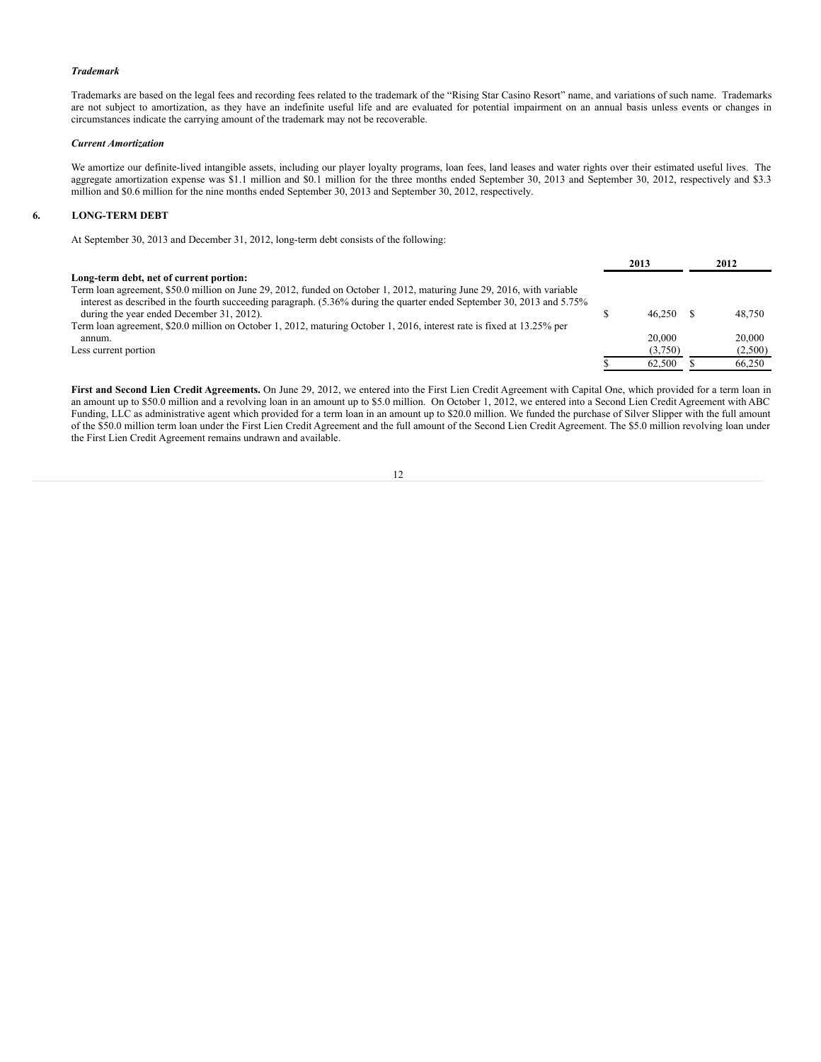*Trademark*

Trademarks are based on the legal fees and recording fees related to the trademark of the "Rising Star Casino Resort" name, and variations of such name. Trademarks are not subject to amortization, as they have an indefinite useful life and are evaluated for potential impairment on an annual basis unless events or changes in circumstances indicate the carrying amount of the trademark may not be recoverable.

*Current Amortization*

We amortize our definite-lived intangible assets, including our player loyalty programs, loan fees, land leases and water rights over their estimated useful lives. The aggregate amortization expense was $1.1 million and $0.1 million for the three months ended September 30, 2013 and September 30, 2012, respectively and $3.3 million and $0.6 million for the nine months ended September 30, 2013 and September 30, 2012, respectively.

## 6. LONG-TERM DEBT

At September 30, 2013 and December 31, 2012, long-term debt consists of the following:

| | 2013 | 2012 |
|---|---|---|
| **Long-term debt, net of current portion:** | | |
| Term loan agreement, $50.0 million on June 29, 2012, funded on October 1, 2012, maturing June 29, 2016, with variable interest as described in the fourth succeeding paragraph. (5.36% during the quarter ended September 30, 2013 and 5.75% during the year ended December 31, 2012). | $ 46,250 | $ 48,750 |
| Term loan agreement, $20.0 million on October 1, 2012, maturing October 1, 2016, interest rate is fixed at 13.25% per annum. | 20,000 | 20,000 |
| Less current portion | (3,750) | (2,500) |
| | $ 62,500 | $ 66,250 |

**First and Second Lien Credit Agreements.** On June 29, 2012, we entered into the First Lien Credit Agreement with Capital One, which provided for a term loan in an amount up to $50.0 million and a revolving loan in an amount up to $5.0 million. On October 1, 2012, we entered into a Second Lien Credit Agreement with ABC Funding, LLC as administrative agent which provided for a term loan in an amount up to $20.0 million. We funded the purchase of Silver Slipper with the full amount of the $50.0 million term loan under the First Lien Credit Agreement and the full amount of the Second Lien Credit Agreement. The $5.0 million revolving loan under the First Lien Credit Agreement remains undrawn and available.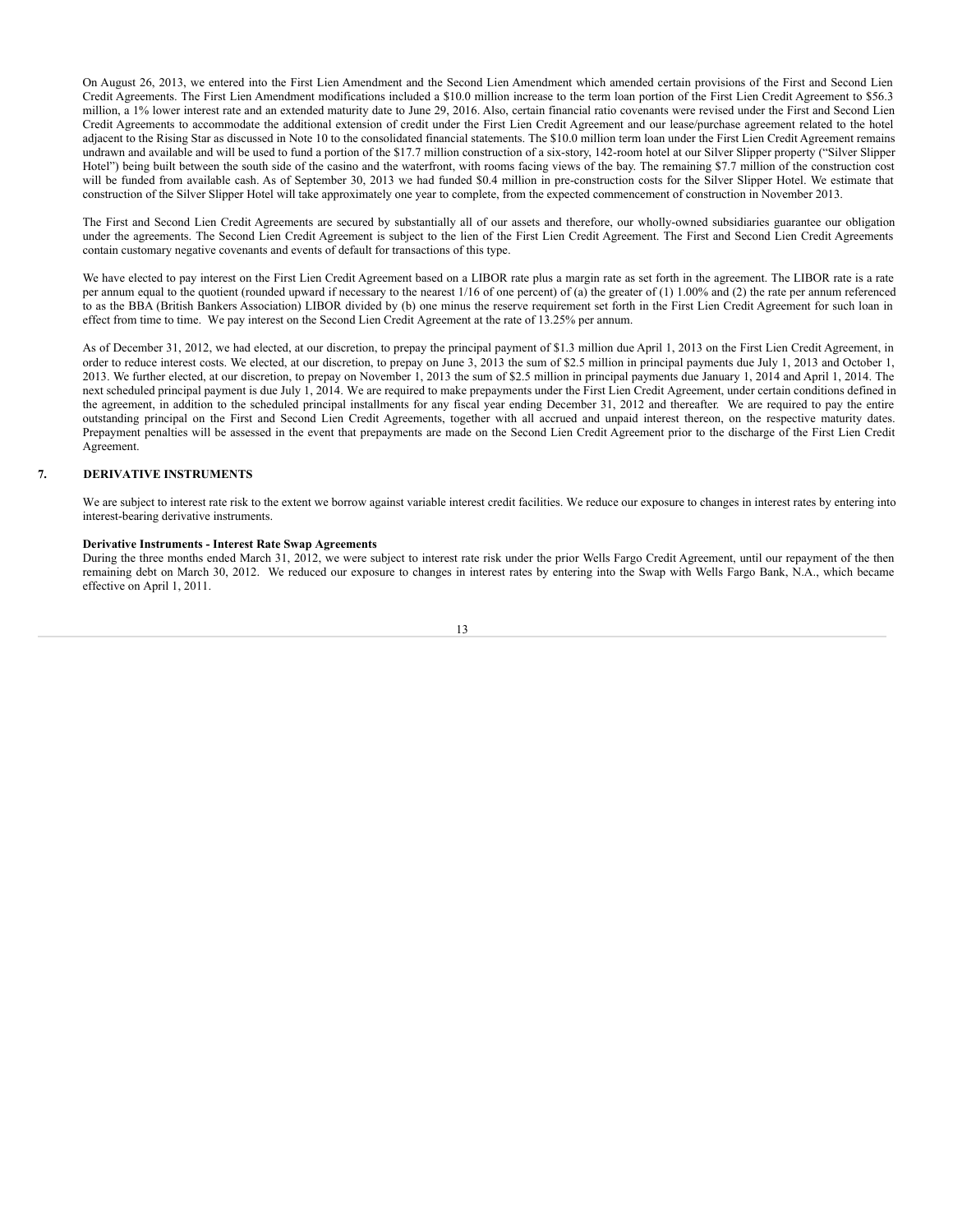On August 26, 2013, we entered into the First Lien Amendment and the Second Lien Amendment which amended certain provisions of the First and Second Lien Credit Agreements. The First Lien Amendment modifications included a $10.0 million increase to the term loan portion of the First Lien Credit Agreement to $56.3 million, a 1% lower interest rate and an extended maturity date to June 29, 2016. Also, certain financial ratio covenants were revised under the First and Second Lien Credit Agreements to accommodate the additional extension of credit under the First Lien Credit Agreement and our lease/purchase agreement related to the hotel adjacent to the Rising Star as discussed in Note 10 to the consolidated financial statements. The $10.0 million term loan under the First Lien Credit Agreement remains undrawn and available and will be used to fund a portion of the $17.7 million construction of a six-story, 142-room hotel at our Silver Slipper property ("Silver Slipper Hotel") being built between the south side of the casino and the waterfront, with rooms facing views of the bay. The remaining $7.7 million of the construction cost will be funded from available cash. As of September 30, 2013 we had funded $0.4 million in pre-construction costs for the Silver Slipper Hotel. We estimate that construction of the Silver Slipper Hotel will take approximately one year to complete, from the expected commencement of construction in November 2013.

The First and Second Lien Credit Agreements are secured by substantially all of our assets and therefore, our wholly-owned subsidiaries guarantee our obligation under the agreements. The Second Lien Credit Agreement is subject to the lien of the First Lien Credit Agreement. The First and Second Lien Credit Agreements contain customary negative covenants and events of default for transactions of this type.

We have elected to pay interest on the First Lien Credit Agreement based on a LIBOR rate plus a margin rate as set forth in the agreement. The LIBOR rate is a rate per annum equal to the quotient (rounded upward if necessary to the nearest 1/16 of one percent) of (a) the greater of (1) 1.00% and (2) the rate per annum referenced to as the BBA (British Bankers Association) LIBOR divided by (b) one minus the reserve requirement set forth in the First Lien Credit Agreement for such loan in effect from time to time. We pay interest on the Second Lien Credit Agreement at the rate of 13.25% per annum.

As of December 31, 2012, we had elected, at our discretion, to prepay the principal payment of $1.3 million due April 1, 2013 on the First Lien Credit Agreement, in order to reduce interest costs. We elected, at our discretion, to prepay on June 3, 2013 the sum of $2.5 million in principal payments due July 1, 2013 and October 1, 2013. We further elected, at our discretion, to prepay on November 1, 2013 the sum of $2.5 million in principal payments due January 1, 2014 and April 1, 2014. The next scheduled principal payment is due July 1, 2014. We are required to make prepayments under the First Lien Credit Agreement, under certain conditions defined in the agreement, in addition to the scheduled principal installments for any fiscal year ending December 31, 2012 and thereafter. We are required to pay the entire outstanding principal on the First and Second Lien Credit Agreements, together with all accrued and unpaid interest thereon, on the respective maturity dates. Prepayment penalties will be assessed in the event that prepayments are made on the Second Lien Credit Agreement prior to the discharge of the First Lien Credit Agreement.

## 7. DERIVATIVE INSTRUMENTS

We are subject to interest rate risk to the extent we borrow against variable interest credit facilities. We reduce our exposure to changes in interest rates by entering into interest-bearing derivative instruments.

**Derivative Instruments - Interest Rate Swap Agreements**

During the three months ended March 31, 2012, we were subject to interest rate risk under the prior Wells Fargo Credit Agreement, until our repayment of the then remaining debt on March 30, 2012. We reduced our exposure to changes in interest rates by entering into the Swap with Wells Fargo Bank, N.A., which became effective on April 1, 2011.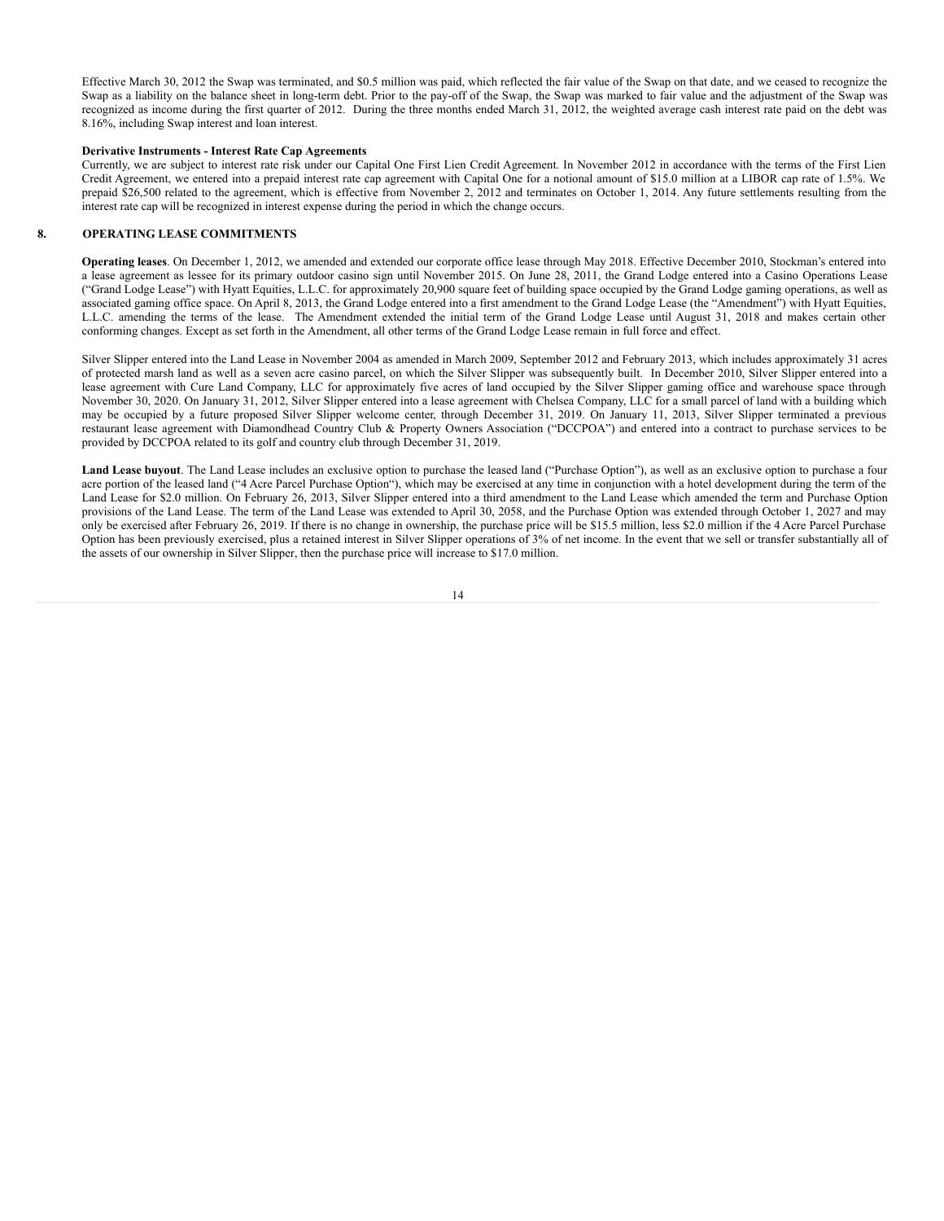Effective March 30, 2012 the Swap was terminated, and $0.5 million was paid, which reflected the fair value of the Swap on that date, and we ceased to recognize the Swap as a liability on the balance sheet in long-term debt. Prior to the pay-off of the Swap, the Swap was marked to fair value and the adjustment of the Swap was recognized as income during the first quarter of 2012. During the three months ended March 31, 2012, the weighted average cash interest rate paid on the debt was 8.16%, including Swap interest and loan interest.

**Derivative Instruments - Interest Rate Cap Agreements**

Currently, we are subject to interest rate risk under our Capital One First Lien Credit Agreement. In November 2012 in accordance with the terms of the First Lien Credit Agreement, we entered into a prepaid interest rate cap agreement with Capital One for a notional amount of $15.0 million at a LIBOR cap rate of 1.5%. We prepaid $26,500 related to the agreement, which is effective from November 2, 2012 and terminates on October 1, 2014. Any future settlements resulting from the interest rate cap will be recognized in interest expense during the period in which the change occurs.

## 8. OPERATING LEASE COMMITMENTS

**Operating leases**. On December 1, 2012, we amended and extended our corporate office lease through May 2018. Effective December 2010, Stockman's entered into a lease agreement as lessee for its primary outdoor casino sign until November 2015. On June 28, 2011, the Grand Lodge entered into a Casino Operations Lease ("Grand Lodge Lease") with Hyatt Equities, L.L.C. for approximately 20,900 square feet of building space occupied by the Grand Lodge gaming operations, as well as associated gaming office space. On April 8, 2013, the Grand Lodge entered into a first amendment to the Grand Lodge Lease (the "Amendment") with Hyatt Equities, L.L.C. amending the terms of the lease. The Amendment extended the initial term of the Grand Lodge Lease until August 31, 2018 and makes certain other conforming changes. Except as set forth in the Amendment, all other terms of the Grand Lodge Lease remain in full force and effect.

Silver Slipper entered into the Land Lease in November 2004 as amended in March 2009, September 2012 and February 2013, which includes approximately 31 acres of protected marsh land as well as a seven acre casino parcel, on which the Silver Slipper was subsequently built. In December 2010, Silver Slipper entered into a lease agreement with Cure Land Company, LLC for approximately five acres of land occupied by the Silver Slipper gaming office and warehouse space through November 30, 2020. On January 31, 2012, Silver Slipper entered into a lease agreement with Chelsea Company, LLC for a small parcel of land with a building which may be occupied by a future proposed Silver Slipper welcome center, through December 31, 2019. On January 11, 2013, Silver Slipper terminated a previous restaurant lease agreement with Diamondhead Country Club & Property Owners Association ("DCCPOA") and entered into a contract to purchase services to be provided by DCCPOA related to its golf and country club through December 31, 2019.

**Land Lease buyout**. The Land Lease includes an exclusive option to purchase the leased land ("Purchase Option"), as well as an exclusive option to purchase a four acre portion of the leased land ("4 Acre Parcel Purchase Option"), which may be exercised at any time in conjunction with a hotel development during the term of the Land Lease for $2.0 million. On February 26, 2013, Silver Slipper entered into a third amendment to the Land Lease which amended the term and Purchase Option provisions of the Land Lease. The term of the Land Lease was extended to April 30, 2058, and the Purchase Option was extended through October 1, 2027 and may only be exercised after February 26, 2019. If there is no change in ownership, the purchase price will be $15.5 million, less $2.0 million if the 4 Acre Parcel Purchase Option has been previously exercised, plus a retained interest in Silver Slipper operations of 3% of net income. In the event that we sell or transfer substantially all of the assets of our ownership in Silver Slipper, then the purchase price will increase to $17.0 million.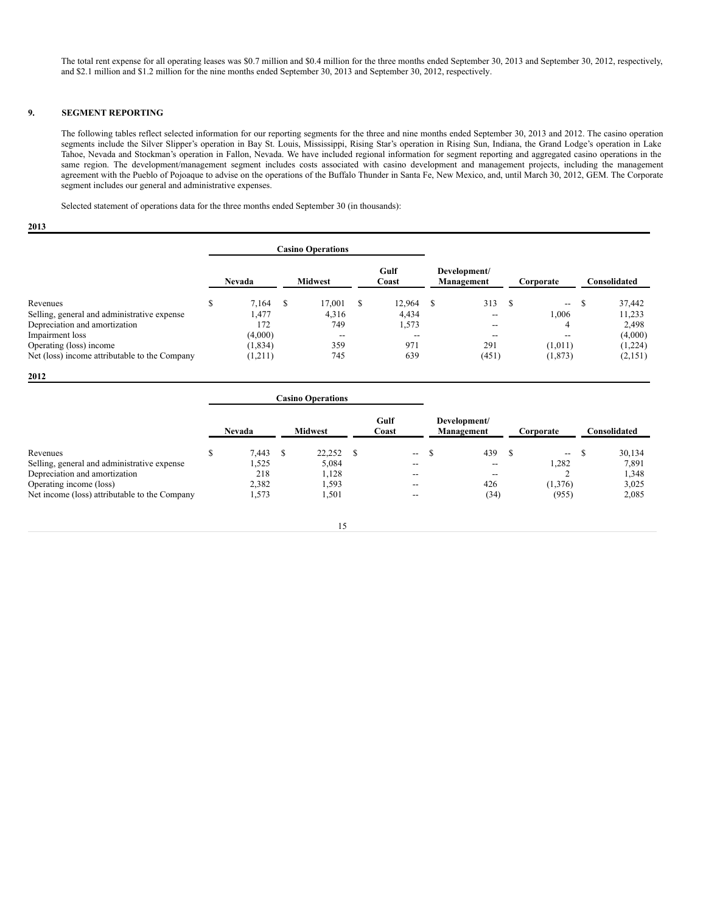The total rent expense for all operating leases was \$0.7 million and \$0.4 million for the three months ended September 30, 2013 and September 30, 2012, respectively, and \$2.1 million and \$1.2 million for the nine months ended September 30, 2013 and September 30, 2012, respectively.

## 9. SEGMENT REPORTING

The following tables reflect selected information for our reporting segments for the three and nine months ended September 30, 2013 and 2012. The casino operation segments include the Silver Slipper's operation in Bay St. Louis, Mississippi, Rising Star's operation in Rising Sun, Indiana, the Grand Lodge's operation in Lake Tahoe, Nevada and Stockman's operation in Fallon, Nevada. We have included regional information for segment reporting and aggregated casino operations in the same region. The development/management segment includes costs associated with casino development and management projects, including the management agreement with the Pueblo of Pojoaque to advise on the operations of the Buffalo Thunder in Santa Fe, New Mexico, and, until March 30, 2012, GEM. The Corporate segment includes our general and administrative expenses.

Selected statement of operations data for the three months ended September 30 (in thousands):

**2013**

| | Casino Operations | | | | | |
|---|---|---|---|---|---|---|
| | Nevada | Midwest | Gulf Coast | Development/ Management | Corporate | Consolidated |
| Revenues | $ 7,164 | $ 17,001 | $ 12,964 | $ 313 | $ -- | $ 37,442 |
| Selling, general and administrative expense | 1,477 | 4,316 | 4,434 | -- | 1,006 | 11,233 |
| Depreciation and amortization | 172 | 749 | 1,573 | -- | 4 | 2,498 |
| Impairment loss | (4,000) | -- | -- | -- | -- | (4,000) |
| Operating (loss) income | (1,834) | 359 | 971 | 291 | (1,011) | (1,224) |
| Net (loss) income attributable to the Company | (1,211) | 745 | 639 | (451) | (1,873) | (2,151) |

**2012**

| | Casino Operations | | | | | |
|---|---|---|---|---|---|---|
| | Nevada | Midwest | Gulf Coast | Development/ Management | Corporate | Consolidated |
| Revenues | $ 7,443 | $ 22,252 | $ -- | $ 439 | $ -- | $ 30,134 |
| Selling, general and administrative expense | 1,525 | 5,084 | -- | -- | 1,282 | 7,891 |
| Depreciation and amortization | 218 | 1,128 | -- | -- | 2 | 1,348 |
| Operating income (loss) | 2,382 | 1,593 | -- | 426 | (1,376) | 3,025 |
| Net income (loss) attributable to the Company | 1,573 | 1,501 | -- | (34) | (955) | 2,085 |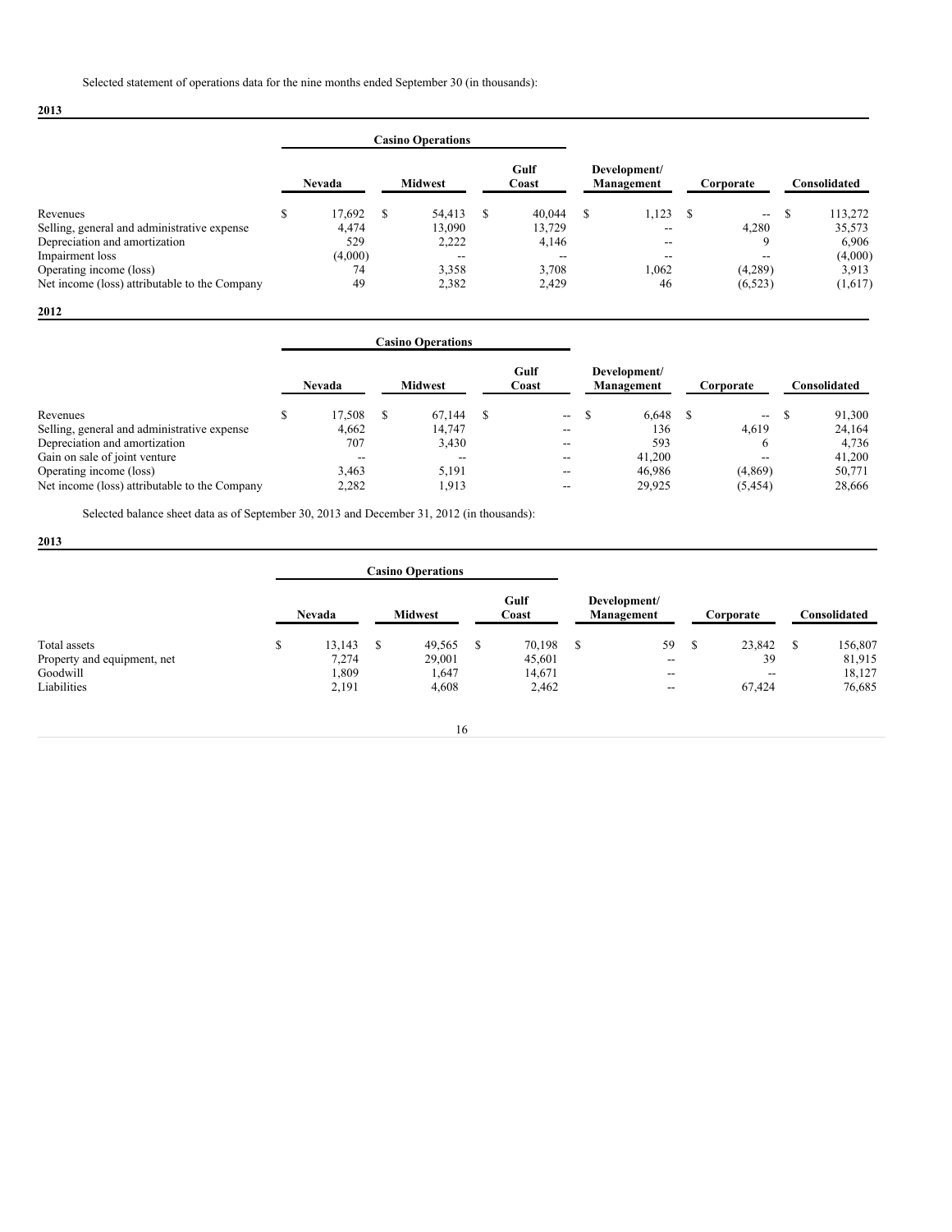Selected statement of operations data for the nine months ended September 30 (in thousands):

**2013**

| | Casino Operations | | | | | |
|---|---|---|---|---|---|---|
| | Nevada | Midwest | Gulf Coast | Development/ Management | Corporate | Consolidated |
| Revenues | $ 17,692 | $ 54,413 | $ 40,044 | $ 1,123 | $ -- | $ 113,272 |
| Selling, general and administrative expense | 4,474 | 13,090 | 13,729 | -- | 4,280 | 35,573 |
| Depreciation and amortization | 529 | 2,222 | 4,146 | -- | 9 | 6,906 |
| Impairment loss | (4,000) | -- | -- | -- | -- | (4,000) |
| Operating income (loss) | 74 | 3,358 | 3,708 | 1,062 | (4,289) | 3,913 |
| Net income (loss) attributable to the Company | 49 | 2,382 | 2,429 | 46 | (6,523) | (1,617) |

**2012**

| | Casino Operations | | | | | |
|---|---|---|---|---|---|---|
| | Nevada | Midwest | Gulf Coast | Development/ Management | Corporate | Consolidated |
| Revenues | $ 17,508 | $ 67,144 | $ -- | $ 6,648 | $ -- | $ 91,300 |
| Selling, general and administrative expense | 4,662 | 14,747 | -- | 136 | 4,619 | 24,164 |
| Depreciation and amortization | 707 | 3,430 | -- | 593 | 6 | 4,736 |
| Gain on sale of joint venture | -- | -- | -- | 41,200 | -- | 41,200 |
| Operating income (loss) | 3,463 | 5,191 | -- | 46,986 | (4,869) | 50,771 |
| Net income (loss) attributable to the Company | 2,282 | 1,913 | -- | 29,925 | (5,454) | 28,666 |

Selected balance sheet data as of September 30, 2013 and December 31, 2012 (in thousands):

**2013**

| | Casino Operations | | | | | |
|---|---|---|---|---|---|---|
| | Nevada | Midwest | Gulf Coast | Development/ Management | Corporate | Consolidated |
| Total assets | $ 13,143 | $ 49,565 | $ 70,198 | $ 59 | $ 23,842 | $ 156,807 |
| Property and equipment, net | 7,274 | 29,001 | 45,601 | -- | 39 | 81,915 |
| Goodwill | 1,809 | 1,647 | 14,671 | -- | -- | 18,127 |
| Liabilities | 2,191 | 4,608 | 2,462 | -- | 67,424 | 76,685 |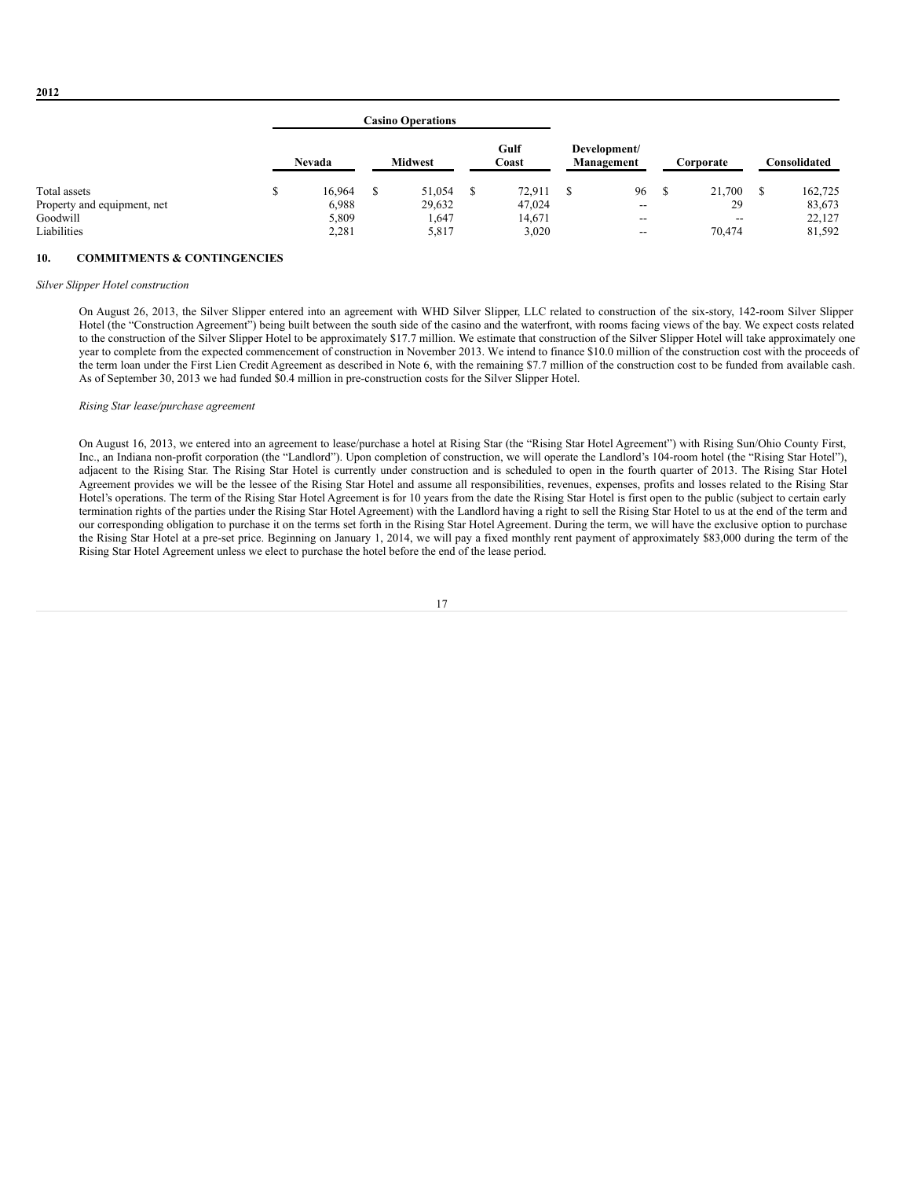**2012**

| | Casino Operations | | | | | |
|---|---|---|---|---|---|---|
| | Nevada | Midwest | Gulf Coast | Development/ Management | Corporate | Consolidated |
| Total assets | $ 16,964 | $ 51,054 | $ 72,911 | $ 96 | $ 21,700 | $ 162,725 |
| Property and equipment, net | 6,988 | 29,632 | 47,024 | -- | 29 | 83,673 |
| Goodwill | 5,809 | 1,647 | 14,671 | -- | -- | 22,127 |
| Liabilities | 2,281 | 5,817 | 3,020 | -- | 70,474 | 81,592 |

## 10. COMMITMENTS & CONTINGENCIES

*Silver Slipper Hotel construction*

On August 26, 2013, the Silver Slipper entered into an agreement with WHD Silver Slipper, LLC related to construction of the six-story, 142-room Silver Slipper Hotel (the "Construction Agreement") being built between the south side of the casino and the waterfront, with rooms facing views of the bay. We expect costs related to the construction of the Silver Slipper Hotel to be approximately $17.7 million. We estimate that construction of the Silver Slipper Hotel will take approximately one year to complete from the expected commencement of construction in November 2013. We intend to finance $10.0 million of the construction cost with the proceeds of the term loan under the First Lien Credit Agreement as described in Note 6, with the remaining $7.7 million of the construction cost to be funded from available cash. As of September 30, 2013 we had funded $0.4 million in pre-construction costs for the Silver Slipper Hotel.

*Rising Star lease/purchase agreement*

On August 16, 2013, we entered into an agreement to lease/purchase a hotel at Rising Star (the "Rising Star Hotel Agreement") with Rising Sun/Ohio County First, Inc., an Indiana non-profit corporation (the "Landlord"). Upon completion of construction, we will operate the Landlord's 104-room hotel (the "Rising Star Hotel"), adjacent to the Rising Star. The Rising Star Hotel is currently under construction and is scheduled to open in the fourth quarter of 2013. The Rising Star Hotel Agreement provides we will be the lessee of the Rising Star Hotel and assume all responsibilities, revenues, expenses, profits and losses related to the Rising Star Hotel's operations. The term of the Rising Star Hotel Agreement is for 10 years from the date the Rising Star Hotel is first open to the public (subject to certain early termination rights of the parties under the Rising Star Hotel Agreement) with the Landlord having a right to sell the Rising Star Hotel to us at the end of the term and our corresponding obligation to purchase it on the terms set forth in the Rising Star Hotel Agreement. During the term, we will have the exclusive option to purchase the Rising Star Hotel at a pre-set price. Beginning on January 1, 2014, we will pay a fixed monthly rent payment of approximately $83,000 during the term of the Rising Star Hotel Agreement unless we elect to purchase the hotel before the end of the lease period.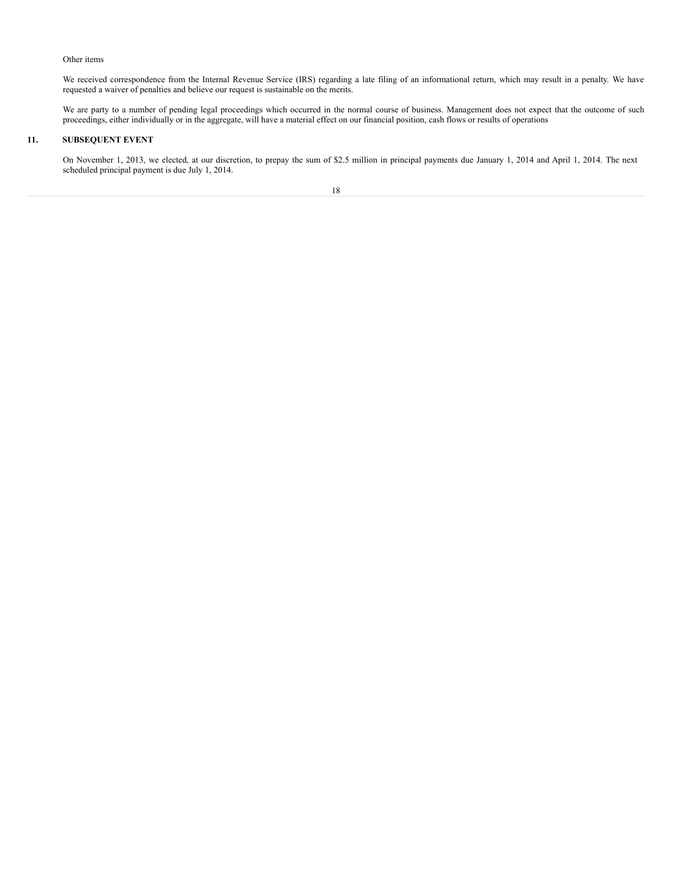Other items

We received correspondence from the Internal Revenue Service (IRS) regarding a late filing of an informational return, which may result in a penalty. We have requested a waiver of penalties and believe our request is sustainable on the merits.

We are party to a number of pending legal proceedings which occurred in the normal course of business. Management does not expect that the outcome of such proceedings, either individually or in the aggregate, will have a material effect on our financial position, cash flows or results of operations

## 11. SUBSEQUENT EVENT

On November 1, 2013, we elected, at our discretion, to prepay the sum of $2.5 million in principal payments due January 1, 2014 and April 1, 2014. The next scheduled principal payment is due July 1, 2014.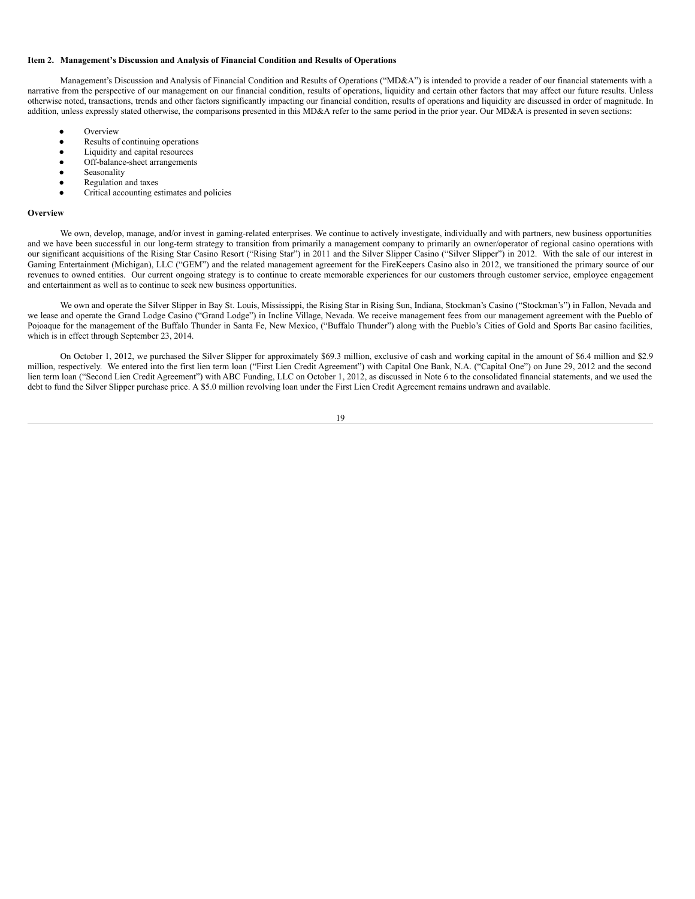**Item 2. Management's Discussion and Analysis of Financial Condition and Results of Operations**

Management's Discussion and Analysis of Financial Condition and Results of Operations ("MD&A") is intended to provide a reader of our financial statements with a narrative from the perspective of our management on our financial condition, results of operations, liquidity and certain other factors that may affect our future results. Unless otherwise noted, transactions, trends and other factors significantly impacting our financial condition, results of operations and liquidity are discussed in order of magnitude. In addition, unless expressly stated otherwise, the comparisons presented in this MD&A refer to the same period in the prior year. Our MD&A is presented in seven sections:

- Overview
- Results of continuing operations
- Liquidity and capital resources
- Off-balance-sheet arrangements
- Seasonality
- Regulation and taxes
- Critical accounting estimates and policies

**Overview**

We own, develop, manage, and/or invest in gaming-related enterprises. We continue to actively investigate, individually and with partners, new business opportunities and we have been successful in our long-term strategy to transition from primarily a management company to primarily an owner/operator of regional casino operations with our significant acquisitions of the Rising Star Casino Resort ("Rising Star") in 2011 and the Silver Slipper Casino ("Silver Slipper") in 2012. With the sale of our interest in Gaming Entertainment (Michigan), LLC ("GEM") and the related management agreement for the FireKeepers Casino also in 2012, we transitioned the primary source of our revenues to owned entities. Our current ongoing strategy is to continue to create memorable experiences for our customers through customer service, employee engagement and entertainment as well as to continue to seek new business opportunities.

We own and operate the Silver Slipper in Bay St. Louis, Mississippi, the Rising Star in Rising Sun, Indiana, Stockman's Casino ("Stockman's") in Fallon, Nevada and we lease and operate the Grand Lodge Casino ("Grand Lodge") in Incline Village, Nevada. We receive management fees from our management agreement with the Pueblo of Pojoaque for the management of the Buffalo Thunder in Santa Fe, New Mexico, ("Buffalo Thunder") along with the Pueblo's Cities of Gold and Sports Bar casino facilities, which is in effect through September 23, 2014.

On October 1, 2012, we purchased the Silver Slipper for approximately $69.3 million, exclusive of cash and working capital in the amount of $6.4 million and $2.9 million, respectively. We entered into the first lien term loan ("First Lien Credit Agreement") with Capital One Bank, N.A. ("Capital One") on June 29, 2012 and the second lien term loan ("Second Lien Credit Agreement") with ABC Funding, LLC on October 1, 2012, as discussed in Note 6 to the consolidated financial statements, and we used the debt to fund the Silver Slipper purchase price. A $5.0 million revolving loan under the First Lien Credit Agreement remains undrawn and available.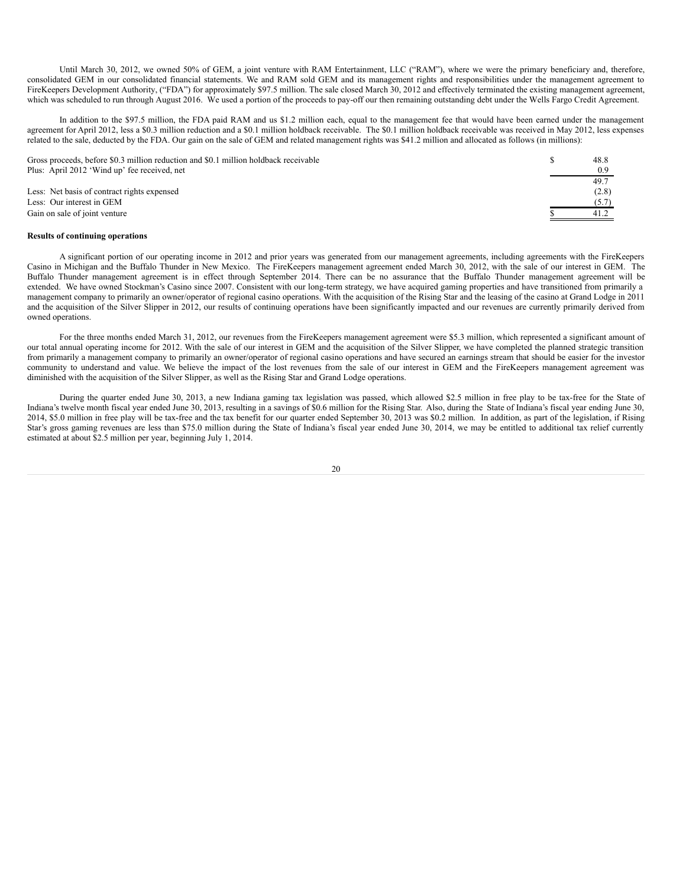Until March 30, 2012, we owned 50% of GEM, a joint venture with RAM Entertainment, LLC ("RAM"), where we were the primary beneficiary and, therefore, consolidated GEM in our consolidated financial statements. We and RAM sold GEM and its management rights and responsibilities under the management agreement to FireKeepers Development Authority, ("FDA") for approximately $97.5 million. The sale closed March 30, 2012 and effectively terminated the existing management agreement, which was scheduled to run through August 2016. We used a portion of the proceeds to pay-off our then remaining outstanding debt under the Wells Fargo Credit Agreement.

In addition to the $97.5 million, the FDA paid RAM and us $1.2 million each, equal to the management fee that would have been earned under the management agreement for April 2012, less a $0.3 million reduction and a $0.1 million holdback receivable. The $0.1 million holdback receivable was received in May 2012, less expenses related to the sale, deducted by the FDA. Our gain on the sale of GEM and related management rights was $41.2 million and allocated as follows (in millions):

| | | |
|---|---|---|
| Gross proceeds, before $0.3 million reduction and $0.1 million holdback receivable | $ | 48.8 |
| Plus: April 2012 'Wind up' fee received, net | | 0.9 |
| | | 49.7 |
| Less: Net basis of contract rights expensed | | (2.8) |
| Less: Our interest in GEM | | (5.7) |
| Gain on sale of joint venture | $ | 41.2 |

**Results of continuing operations**

A significant portion of our operating income in 2012 and prior years was generated from our management agreements, including agreements with the FireKeepers Casino in Michigan and the Buffalo Thunder in New Mexico. The FireKeepers management agreement ended March 30, 2012, with the sale of our interest in GEM. The Buffalo Thunder management agreement is in effect through September 2014. There can be no assurance that the Buffalo Thunder management agreement will be extended. We have owned Stockman's Casino since 2007. Consistent with our long-term strategy, we have acquired gaming properties and have transitioned from primarily a management company to primarily an owner/operator of regional casino operations. With the acquisition of the Rising Star and the leasing of the casino at Grand Lodge in 2011 and the acquisition of the Silver Slipper in 2012, our results of continuing operations have been significantly impacted and our revenues are currently primarily derived from owned operations.

For the three months ended March 31, 2012, our revenues from the FireKeepers management agreement were $5.3 million, which represented a significant amount of our total annual operating income for 2012. With the sale of our interest in GEM and the acquisition of the Silver Slipper, we have completed the planned strategic transition from primarily a management company to primarily an owner/operator of regional casino operations and have secured an earnings stream that should be easier for the investor community to understand and value. We believe the impact of the lost revenues from the sale of our interest in GEM and the FireKeepers management agreement was diminished with the acquisition of the Silver Slipper, as well as the Rising Star and Grand Lodge operations.

During the quarter ended June 30, 2013, a new Indiana gaming tax legislation was passed, which allowed $2.5 million in free play to be tax-free for the State of Indiana's twelve month fiscal year ended June 30, 2013, resulting in a savings of $0.6 million for the Rising Star. Also, during the State of Indiana's fiscal year ending June 30, 2014, $5.0 million in free play will be tax-free and the tax benefit for our quarter ended September 30, 2013 was $0.2 million. In addition, as part of the legislation, if Rising Star's gross gaming revenues are less than $75.0 million during the State of Indiana's fiscal year ended June 30, 2014, we may be entitled to additional tax relief currently estimated at about $2.5 million per year, beginning July 1, 2014.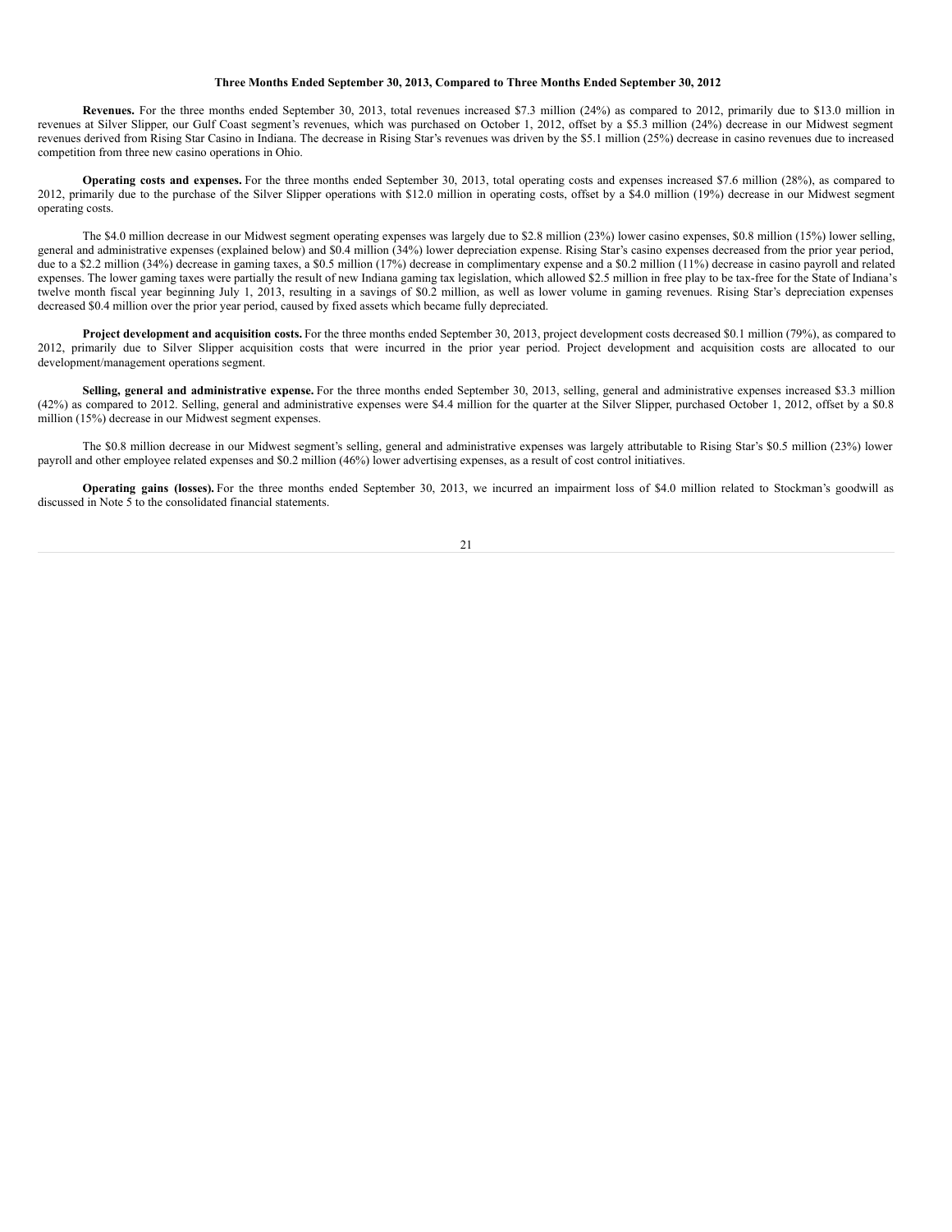### Three Months Ended September 30, 2013, Compared to Three Months Ended September 30, 2012

**Revenues.** For the three months ended September 30, 2013, total revenues increased $7.3 million (24%) as compared to 2012, primarily due to $13.0 million in revenues at Silver Slipper, our Gulf Coast segment's revenues, which was purchased on October 1, 2012, offset by a $5.3 million (24%) decrease in our Midwest segment revenues derived from Rising Star Casino in Indiana. The decrease in Rising Star's revenues was driven by the $5.1 million (25%) decrease in casino revenues due to increased competition from three new casino operations in Ohio.

**Operating costs and expenses.** For the three months ended September 30, 2013, total operating costs and expenses increased $7.6 million (28%), as compared to 2012, primarily due to the purchase of the Silver Slipper operations with $12.0 million in operating costs, offset by a $4.0 million (19%) decrease in our Midwest segment operating costs.

The $4.0 million decrease in our Midwest segment operating expenses was largely due to $2.8 million (23%) lower casino expenses, $0.8 million (15%) lower selling, general and administrative expenses (explained below) and $0.4 million (34%) lower depreciation expense. Rising Star's casino expenses decreased from the prior year period, due to a $2.2 million (34%) decrease in gaming taxes, a $0.5 million (17%) decrease in complimentary expense and a $0.2 million (11%) decrease in casino payroll and related expenses. The lower gaming taxes were partially the result of new Indiana gaming tax legislation, which allowed $2.5 million in free play to be tax-free for the State of Indiana's twelve month fiscal year beginning July 1, 2013, resulting in a savings of $0.2 million, as well as lower volume in gaming revenues. Rising Star's depreciation expenses decreased $0.4 million over the prior year period, caused by fixed assets which became fully depreciated.

**Project development and acquisition costs.** For the three months ended September 30, 2013, project development costs decreased $0.1 million (79%), as compared to 2012, primarily due to Silver Slipper acquisition costs that were incurred in the prior year period. Project development and acquisition costs are allocated to our development/management operations segment.

**Selling, general and administrative expense.** For the three months ended September 30, 2013, selling, general and administrative expenses increased $3.3 million (42%) as compared to 2012. Selling, general and administrative expenses were $4.4 million for the quarter at the Silver Slipper, purchased October 1, 2012, offset by a $0.8 million (15%) decrease in our Midwest segment expenses.

The $0.8 million decrease in our Midwest segment's selling, general and administrative expenses was largely attributable to Rising Star's $0.5 million (23%) lower payroll and other employee related expenses and $0.2 million (46%) lower advertising expenses, as a result of cost control initiatives.

**Operating gains (losses).** For the three months ended September 30, 2013, we incurred an impairment loss of $4.0 million related to Stockman's goodwill as discussed in Note 5 to the consolidated financial statements.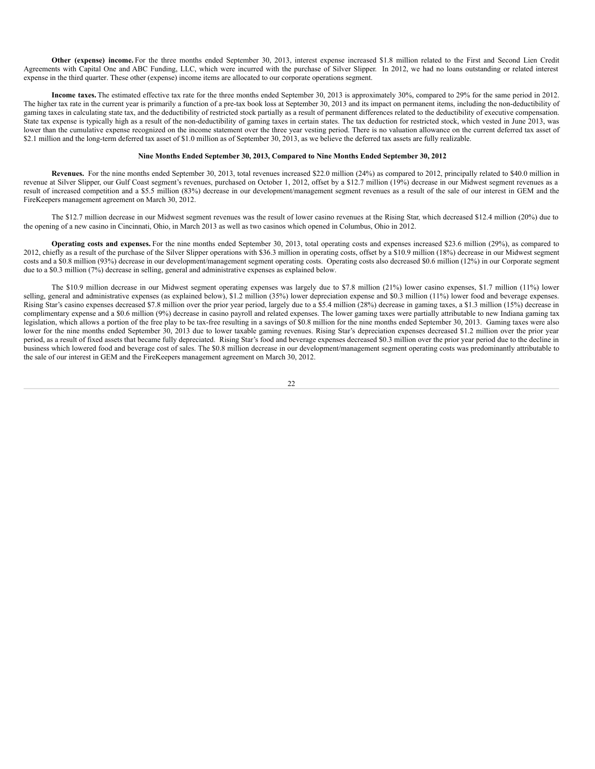**Other (expense) income.** For the three months ended September 30, 2013, interest expense increased $1.8 million related to the First and Second Lien Credit Agreements with Capital One and ABC Funding, LLC, which were incurred with the purchase of Silver Slipper. In 2012, we had no loans outstanding or related interest expense in the third quarter. These other (expense) income items are allocated to our corporate operations segment.

**Income taxes.** The estimated effective tax rate for the three months ended September 30, 2013 is approximately 30%, compared to 29% for the same period in 2012. The higher tax rate in the current year is primarily a function of a pre-tax book loss at September 30, 2013 and its impact on permanent items, including the non-deductibility of gaming taxes in calculating state tax, and the deductibility of restricted stock partially as a result of permanent differences related to the deductibility of executive compensation. State tax expense is typically high as a result of the non-deductibility of gaming taxes in certain states. The tax deduction for restricted stock, which vested in June 2013, was lower than the cumulative expense recognized on the income statement over the three year vesting period. There is no valuation allowance on the current deferred tax asset of $2.1 million and the long-term deferred tax asset of $1.0 million as of September 30, 2013, as we believe the deferred tax assets are fully realizable.

### Nine Months Ended September 30, 2013, Compared to Nine Months Ended September 30, 2012

**Revenues.** For the nine months ended September 30, 2013, total revenues increased $22.0 million (24%) as compared to 2012, principally related to $40.0 million in revenue at Silver Slipper, our Gulf Coast segment's revenues, purchased on October 1, 2012, offset by a $12.7 million (19%) decrease in our Midwest segment revenues as a result of increased competition and a $5.5 million (83%) decrease in our development/management segment revenues as a result of the sale of our interest in GEM and the FireKeepers management agreement on March 30, 2012.

The $12.7 million decrease in our Midwest segment revenues was the result of lower casino revenues at the Rising Star, which decreased $12.4 million (20%) due to the opening of a new casino in Cincinnati, Ohio, in March 2013 as well as two casinos which opened in Columbus, Ohio in 2012.

**Operating costs and expenses.** For the nine months ended September 30, 2013, total operating costs and expenses increased $23.6 million (29%), as compared to 2012, chiefly as a result of the purchase of the Silver Slipper operations with $36.3 million in operating costs, offset by a $10.9 million (18%) decrease in our Midwest segment costs and a $0.8 million (93%) decrease in our development/management segment operating costs. Operating costs also decreased $0.6 million (12%) in our Corporate segment due to a $0.3 million (7%) decrease in selling, general and administrative expenses as explained below.

The $10.9 million decrease in our Midwest segment operating expenses was largely due to $7.8 million (21%) lower casino expenses, $1.7 million (11%) lower selling, general and administrative expenses (as explained below), $1.2 million (35%) lower depreciation expense and $0.3 million (11%) lower food and beverage expenses. Rising Star's casino expenses decreased $7.8 million over the prior year period, largely due to a $5.4 million (28%) decrease in gaming taxes, a $1.3 million (15%) decrease in complimentary expense and a $0.6 million (9%) decrease in casino payroll and related expenses. The lower gaming taxes were partially attributable to new Indiana gaming tax legislation, which allows a portion of the free play to be tax-free resulting in a savings of $0.8 million for the nine months ended September 30, 2013. Gaming taxes were also lower for the nine months ended September 30, 2013 due to lower taxable gaming revenues. Rising Star's depreciation expenses decreased $1.2 million over the prior year period, as a result of fixed assets that became fully depreciated. Rising Star's food and beverage expenses decreased $0.3 million over the prior year period due to the decline in business which lowered food and beverage cost of sales. The $0.8 million decrease in our development/management segment operating costs was predominantly attributable to the sale of our interest in GEM and the FireKeepers management agreement on March 30, 2012.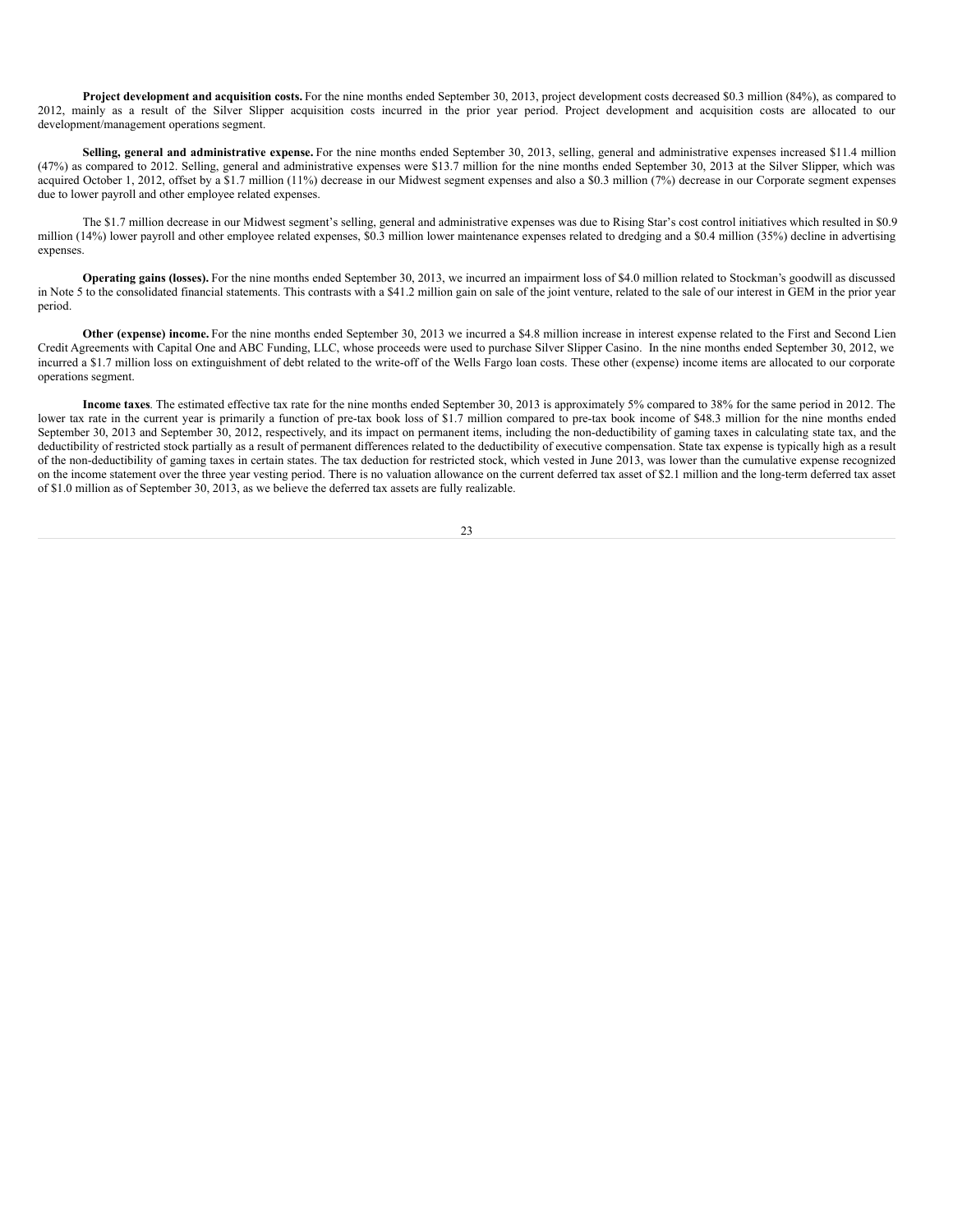**Project development and acquisition costs.** For the nine months ended September 30, 2013, project development costs decreased $0.3 million (84%), as compared to 2012, mainly as a result of the Silver Slipper acquisition costs incurred in the prior year period. Project development and acquisition costs are allocated to our development/management operations segment.

**Selling, general and administrative expense.** For the nine months ended September 30, 2013, selling, general and administrative expenses increased $11.4 million (47%) as compared to 2012. Selling, general and administrative expenses were $13.7 million for the nine months ended September 30, 2013 at the Silver Slipper, which was acquired October 1, 2012, offset by a $1.7 million (11%) decrease in our Midwest segment expenses and also a $0.3 million (7%) decrease in our Corporate segment expenses due to lower payroll and other employee related expenses.

The $1.7 million decrease in our Midwest segment's selling, general and administrative expenses was due to Rising Star's cost control initiatives which resulted in $0.9 million (14%) lower payroll and other employee related expenses, $0.3 million lower maintenance expenses related to dredging and a $0.4 million (35%) decline in advertising expenses.

**Operating gains (losses).** For the nine months ended September 30, 2013, we incurred an impairment loss of $4.0 million related to Stockman's goodwill as discussed in Note 5 to the consolidated financial statements. This contrasts with a $41.2 million gain on sale of the joint venture, related to the sale of our interest in GEM in the prior year period.

**Other (expense) income.** For the nine months ended September 30, 2013 we incurred a $4.8 million increase in interest expense related to the First and Second Lien Credit Agreements with Capital One and ABC Funding, LLC, whose proceeds were used to purchase Silver Slipper Casino. In the nine months ended September 30, 2012, we incurred a $1.7 million loss on extinguishment of debt related to the write-off of the Wells Fargo loan costs. These other (expense) income items are allocated to our corporate operations segment.

**Income taxes**. The estimated effective tax rate for the nine months ended September 30, 2013 is approximately 5% compared to 38% for the same period in 2012. The lower tax rate in the current year is primarily a function of pre-tax book loss of $1.7 million compared to pre-tax book income of $48.3 million for the nine months ended September 30, 2013 and September 30, 2012, respectively, and its impact on permanent items, including the non-deductibility of gaming taxes in calculating state tax, and the deductibility of restricted stock partially as a result of permanent differences related to the deductibility of executive compensation. State tax expense is typically high as a result of the non-deductibility of gaming taxes in certain states. The tax deduction for restricted stock, which vested in June 2013, was lower than the cumulative expense recognized on the income statement over the three year vesting period. There is no valuation allowance on the current deferred tax asset of $2.1 million and the long-term deferred tax asset of $1.0 million as of September 30, 2013, as we believe the deferred tax assets are fully realizable.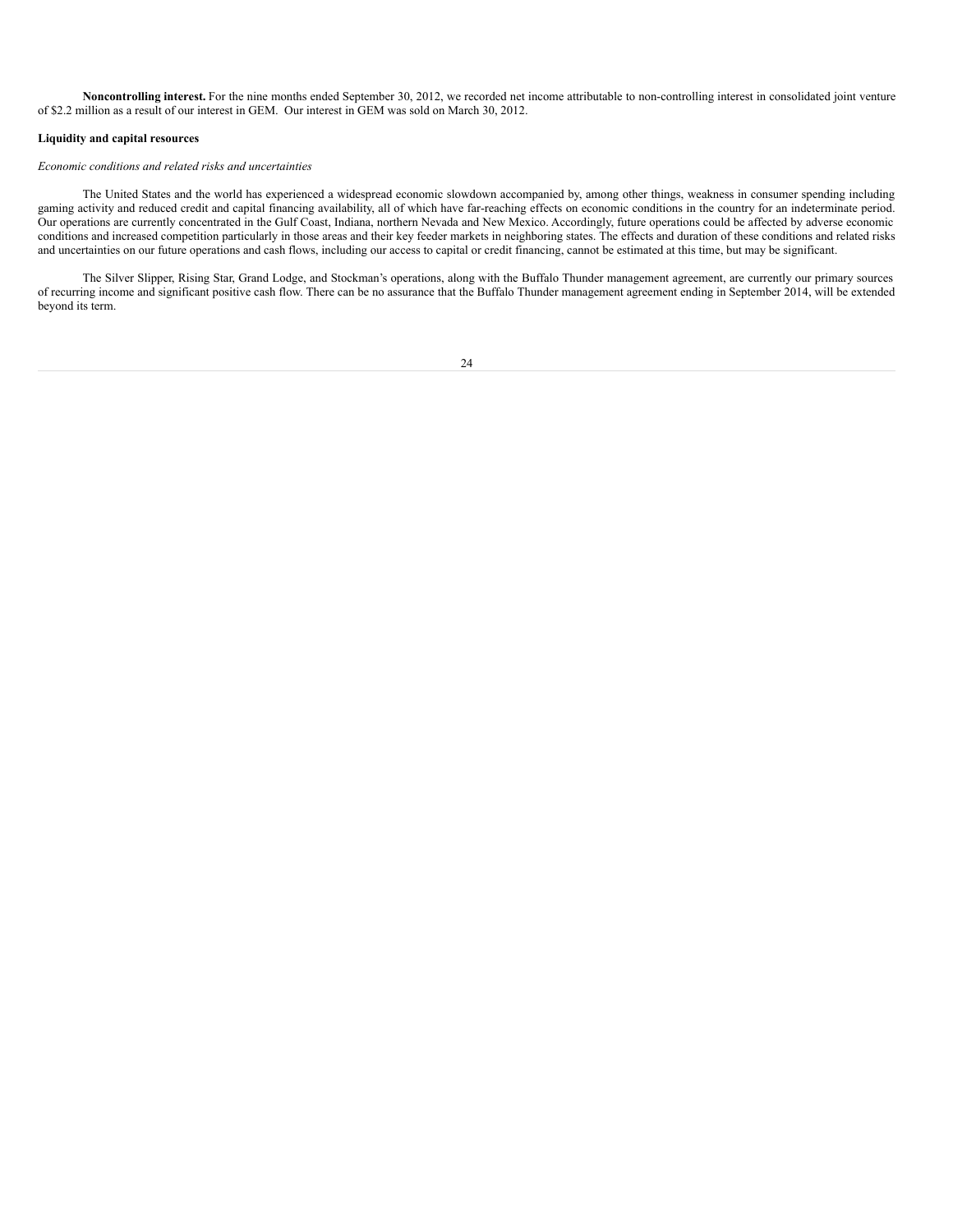**Noncontrolling interest.** For the nine months ended September 30, 2012, we recorded net income attributable to non-controlling interest in consolidated joint venture of $2.2 million as a result of our interest in GEM. Our interest in GEM was sold on March 30, 2012.

**Liquidity and capital resources**

*Economic conditions and related risks and uncertainties*

The United States and the world has experienced a widespread economic slowdown accompanied by, among other things, weakness in consumer spending including gaming activity and reduced credit and capital financing availability, all of which have far-reaching effects on economic conditions in the country for an indeterminate period. Our operations are currently concentrated in the Gulf Coast, Indiana, northern Nevada and New Mexico. Accordingly, future operations could be affected by adverse economic conditions and increased competition particularly in those areas and their key feeder markets in neighboring states. The effects and duration of these conditions and related risks and uncertainties on our future operations and cash flows, including our access to capital or credit financing, cannot be estimated at this time, but may be significant.

The Silver Slipper, Rising Star, Grand Lodge, and Stockman's operations, along with the Buffalo Thunder management agreement, are currently our primary sources of recurring income and significant positive cash flow. There can be no assurance that the Buffalo Thunder management agreement ending in September 2014, will be extended beyond its term.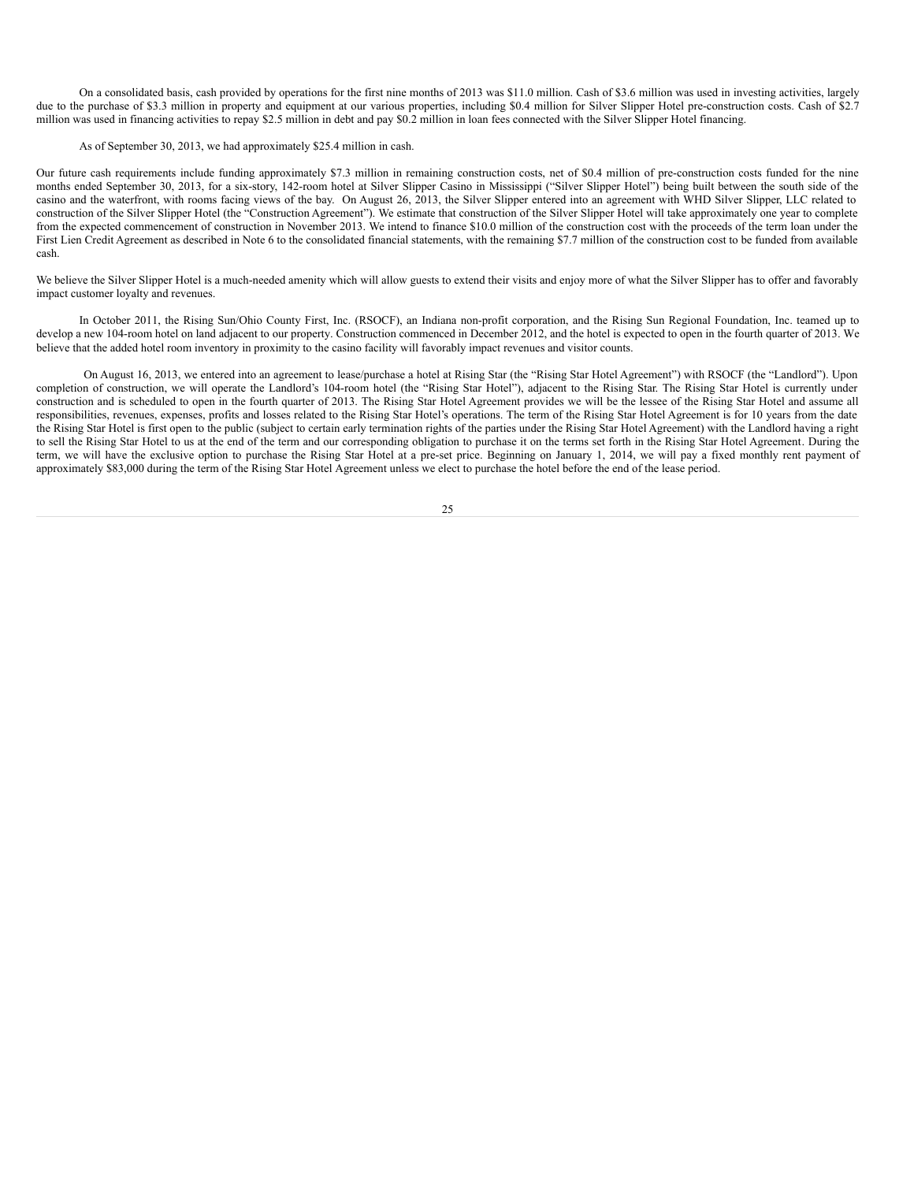On a consolidated basis, cash provided by operations for the first nine months of 2013 was $11.0 million. Cash of $3.6 million was used in investing activities, largely due to the purchase of $3.3 million in property and equipment at our various properties, including $0.4 million for Silver Slipper Hotel pre-construction costs. Cash of $2.7 million was used in financing activities to repay $2.5 million in debt and pay $0.2 million in loan fees connected with the Silver Slipper Hotel financing.

As of September 30, 2013, we had approximately $25.4 million in cash.

Our future cash requirements include funding approximately $7.3 million in remaining construction costs, net of $0.4 million of pre-construction costs funded for the nine months ended September 30, 2013, for a six-story, 142-room hotel at Silver Slipper Casino in Mississippi ("Silver Slipper Hotel") being built between the south side of the casino and the waterfront, with rooms facing views of the bay. On August 26, 2013, the Silver Slipper entered into an agreement with WHD Silver Slipper, LLC related to construction of the Silver Slipper Hotel (the "Construction Agreement"). We estimate that construction of the Silver Slipper Hotel will take approximately one year to complete from the expected commencement of construction in November 2013. We intend to finance $10.0 million of the construction cost with the proceeds of the term loan under the First Lien Credit Agreement as described in Note 6 to the consolidated financial statements, with the remaining $7.7 million of the construction cost to be funded from available cash.

We believe the Silver Slipper Hotel is a much-needed amenity which will allow guests to extend their visits and enjoy more of what the Silver Slipper has to offer and favorably impact customer loyalty and revenues.

In October 2011, the Rising Sun/Ohio County First, Inc. (RSOCF), an Indiana non-profit corporation, and the Rising Sun Regional Foundation, Inc. teamed up to develop a new 104-room hotel on land adjacent to our property. Construction commenced in December 2012, and the hotel is expected to open in the fourth quarter of 2013. We believe that the added hotel room inventory in proximity to the casino facility will favorably impact revenues and visitor counts.

On August 16, 2013, we entered into an agreement to lease/purchase a hotel at Rising Star (the "Rising Star Hotel Agreement") with RSOCF (the "Landlord"). Upon completion of construction, we will operate the Landlord's 104-room hotel (the "Rising Star Hotel"), adjacent to the Rising Star. The Rising Star Hotel is currently under construction and is scheduled to open in the fourth quarter of 2013. The Rising Star Hotel Agreement provides we will be the lessee of the Rising Star Hotel and assume all responsibilities, revenues, expenses, profits and losses related to the Rising Star Hotel's operations. The term of the Rising Star Hotel Agreement is for 10 years from the date the Rising Star Hotel is first open to the public (subject to certain early termination rights of the parties under the Rising Star Hotel Agreement) with the Landlord having a right to sell the Rising Star Hotel to us at the end of the term and our corresponding obligation to purchase it on the terms set forth in the Rising Star Hotel Agreement. During the term, we will have the exclusive option to purchase the Rising Star Hotel at a pre-set price. Beginning on January 1, 2014, we will pay a fixed monthly rent payment of approximately $83,000 during the term of the Rising Star Hotel Agreement unless we elect to purchase the hotel before the end of the lease period.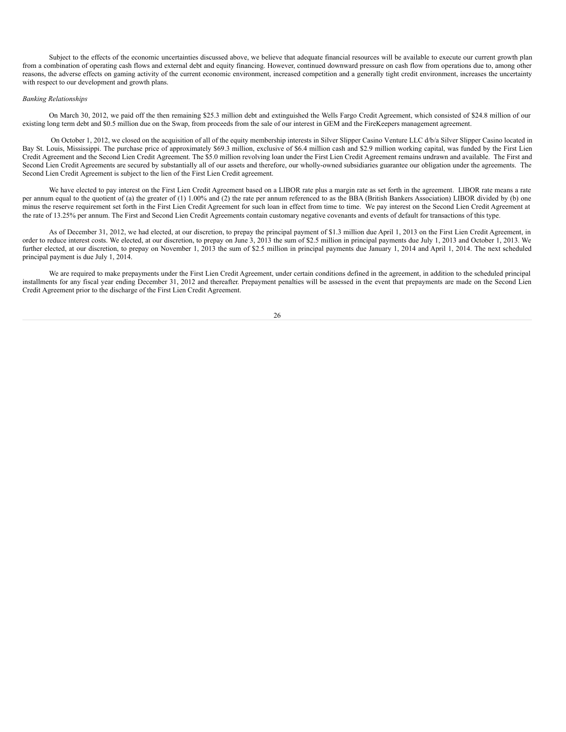Subject to the effects of the economic uncertainties discussed above, we believe that adequate financial resources will be available to execute our current growth plan from a combination of operating cash flows and external debt and equity financing. However, continued downward pressure on cash flow from operations due to, among other reasons, the adverse effects on gaming activity of the current economic environment, increased competition and a generally tight credit environment, increases the uncertainty with respect to our development and growth plans.

*Banking Relationships*

On March 30, 2012, we paid off the then remaining $25.3 million debt and extinguished the Wells Fargo Credit Agreement, which consisted of $24.8 million of our existing long term debt and $0.5 million due on the Swap, from proceeds from the sale of our interest in GEM and the FireKeepers management agreement.

On October 1, 2012, we closed on the acquisition of all of the equity membership interests in Silver Slipper Casino Venture LLC d/b/a Silver Slipper Casino located in Bay St. Louis, Mississippi. The purchase price of approximately $69.3 million, exclusive of $6.4 million cash and $2.9 million working capital, was funded by the First Lien Credit Agreement and the Second Lien Credit Agreement. The $5.0 million revolving loan under the First Lien Credit Agreement remains undrawn and available. The First and Second Lien Credit Agreements are secured by substantially all of our assets and therefore, our wholly-owned subsidiaries guarantee our obligation under the agreements. The Second Lien Credit Agreement is subject to the lien of the First Lien Credit agreement.

We have elected to pay interest on the First Lien Credit Agreement based on a LIBOR rate plus a margin rate as set forth in the agreement. LIBOR rate means a rate per annum equal to the quotient of (a) the greater of (1) 1.00% and (2) the rate per annum referenced to as the BBA (British Bankers Association) LIBOR divided by (b) one minus the reserve requirement set forth in the First Lien Credit Agreement for such loan in effect from time to time. We pay interest on the Second Lien Credit Agreement at the rate of 13.25% per annum. The First and Second Lien Credit Agreements contain customary negative covenants and events of default for transactions of this type.

As of December 31, 2012, we had elected, at our discretion, to prepay the principal payment of $1.3 million due April 1, 2013 on the First Lien Credit Agreement, in order to reduce interest costs. We elected, at our discretion, to prepay on June 3, 2013 the sum of $2.5 million in principal payments due July 1, 2013 and October 1, 2013. We further elected, at our discretion, to prepay on November 1, 2013 the sum of $2.5 million in principal payments due January 1, 2014 and April 1, 2014. The next scheduled principal payment is due July 1, 2014.

We are required to make prepayments under the First Lien Credit Agreement, under certain conditions defined in the agreement, in addition to the scheduled principal installments for any fiscal year ending December 31, 2012 and thereafter. Prepayment penalties will be assessed in the event that prepayments are made on the Second Lien Credit Agreement prior to the discharge of the First Lien Credit Agreement.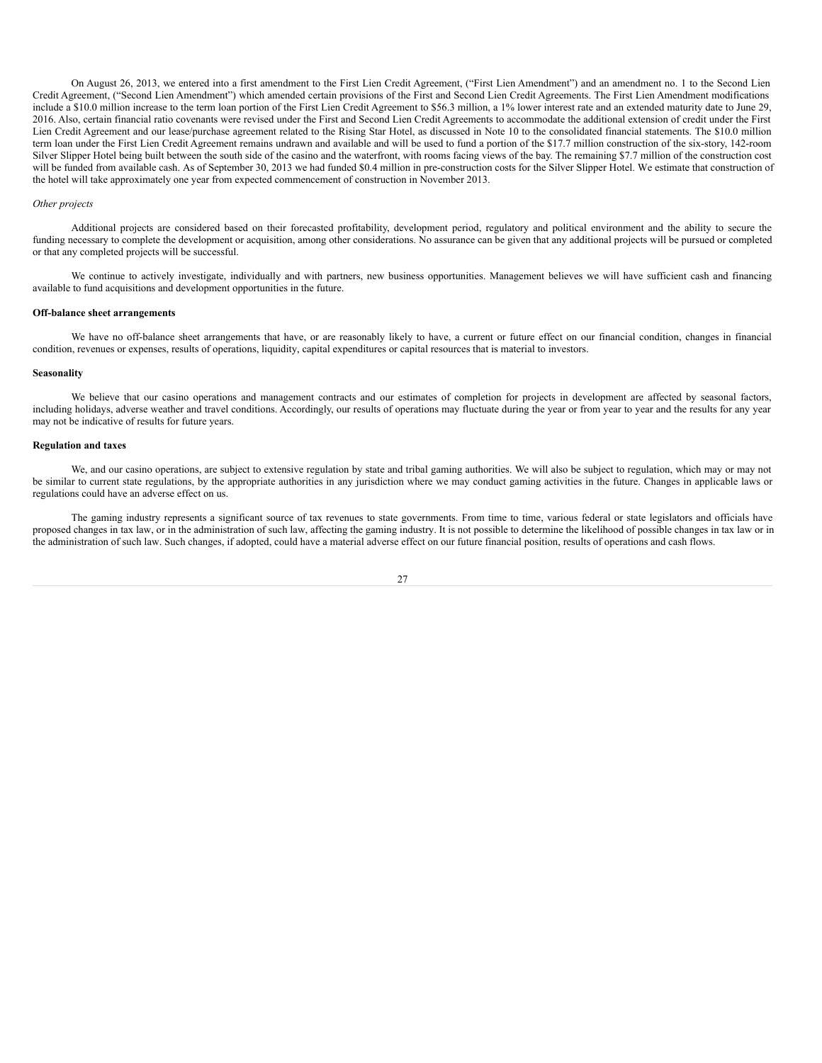On August 26, 2013, we entered into a first amendment to the First Lien Credit Agreement, ("First Lien Amendment") and an amendment no. 1 to the Second Lien Credit Agreement, ("Second Lien Amendment") which amended certain provisions of the First and Second Lien Credit Agreements. The First Lien Amendment modifications include a $10.0 million increase to the term loan portion of the First Lien Credit Agreement to $56.3 million, a 1% lower interest rate and an extended maturity date to June 29, 2016. Also, certain financial ratio covenants were revised under the First and Second Lien Credit Agreements to accommodate the additional extension of credit under the First Lien Credit Agreement and our lease/purchase agreement related to the Rising Star Hotel, as discussed in Note 10 to the consolidated financial statements. The $10.0 million term loan under the First Lien Credit Agreement remains undrawn and available and will be used to fund a portion of the $17.7 million construction of the six-story, 142-room Silver Slipper Hotel being built between the south side of the casino and the waterfront, with rooms facing views of the bay. The remaining $7.7 million of the construction cost will be funded from available cash. As of September 30, 2013 we had funded $0.4 million in pre-construction costs for the Silver Slipper Hotel. We estimate that construction of the hotel will take approximately one year from expected commencement of construction in November 2013.

*Other projects*

Additional projects are considered based on their forecasted profitability, development period, regulatory and political environment and the ability to secure the funding necessary to complete the development or acquisition, among other considerations. No assurance can be given that any additional projects will be pursued or completed or that any completed projects will be successful.

We continue to actively investigate, individually and with partners, new business opportunities. Management believes we will have sufficient cash and financing available to fund acquisitions and development opportunities in the future.

**Off-balance sheet arrangements**

We have no off-balance sheet arrangements that have, or are reasonably likely to have, a current or future effect on our financial condition, changes in financial condition, revenues or expenses, results of operations, liquidity, capital expenditures or capital resources that is material to investors.

**Seasonality**

We believe that our casino operations and management contracts and our estimates of completion for projects in development are affected by seasonal factors, including holidays, adverse weather and travel conditions. Accordingly, our results of operations may fluctuate during the year or from year to year and the results for any year may not be indicative of results for future years.

**Regulation and taxes**

We, and our casino operations, are subject to extensive regulation by state and tribal gaming authorities. We will also be subject to regulation, which may or may not be similar to current state regulations, by the appropriate authorities in any jurisdiction where we may conduct gaming activities in the future. Changes in applicable laws or regulations could have an adverse effect on us.

The gaming industry represents a significant source of tax revenues to state governments. From time to time, various federal or state legislators and officials have proposed changes in tax law, or in the administration of such law, affecting the gaming industry. It is not possible to determine the likelihood of possible changes in tax law or in the administration of such law. Such changes, if adopted, could have a material adverse effect on our future financial position, results of operations and cash flows.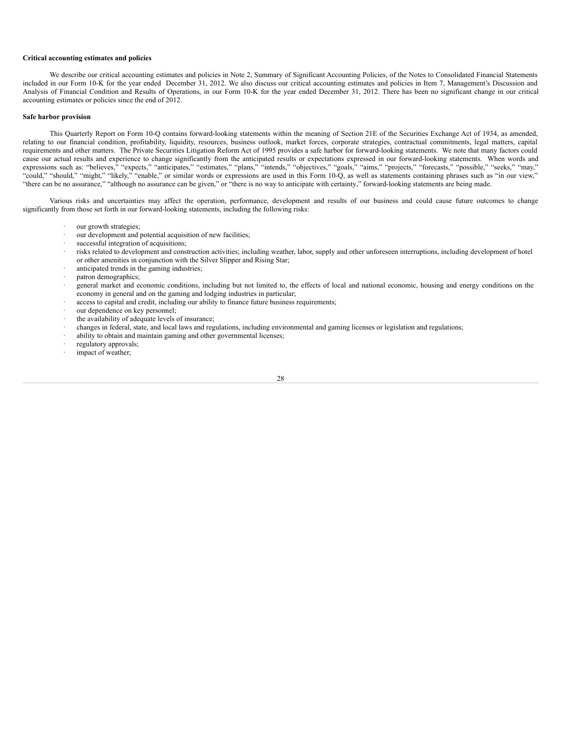**Critical accounting estimates and policies**

We describe our critical accounting estimates and policies in Note 2, Summary of Significant Accounting Policies, of the Notes to Consolidated Financial Statements included in our Form 10-K for the year ended December 31, 2012. We also discuss our critical accounting estimates and policies in Item 7, Management's Discussion and Analysis of Financial Condition and Results of Operations, in our Form 10-K for the year ended December 31, 2012. There has been no significant change in our critical accounting estimates or policies since the end of 2012.

**Safe harbor provision**

This Quarterly Report on Form 10-Q contains forward-looking statements within the meaning of Section 21E of the Securities Exchange Act of 1934, as amended, relating to our financial condition, profitability, liquidity, resources, business outlook, market forces, corporate strategies, contractual commitments, legal matters, capital requirements and other matters. The Private Securities Litigation Reform Act of 1995 provides a safe harbor for forward-looking statements. We note that many factors could cause our actual results and experience to change significantly from the anticipated results or expectations expressed in our forward-looking statements. When words and expressions such as: "believes," "expects," "anticipates," "estimates," "plans," "intends," "objectives," "goals," "aims," "projects," "forecasts," "possible," "seeks," "may," "could," "should," "might," "likely," "enable," or similar words or expressions are used in this Form 10-Q, as well as statements containing phrases such as "in our view," "there can be no assurance," "although no assurance can be given," or "there is no way to anticipate with certainty," forward-looking statements are being made.

Various risks and uncertainties may affect the operation, performance, development and results of our business and could cause future outcomes to change significantly from those set forth in our forward-looking statements, including the following risks:

- our growth strategies;
- our development and potential acquisition of new facilities;
- successful integration of acquisitions;
- risks related to development and construction activities; including weather, labor, supply and other unforeseen interruptions, including development of hotel or other amenities in conjunction with the Silver Slipper and Rising Star;
- anticipated trends in the gaming industries;
- patron demographics;
- general market and economic conditions, including but not limited to, the effects of local and national economic, housing and energy conditions on the economy in general and on the gaming and lodging industries in particular;
- access to capital and credit, including our ability to finance future business requirements;
- our dependence on key personnel;
- the availability of adequate levels of insurance;
- changes in federal, state, and local laws and regulations, including environmental and gaming licenses or legislation and regulations;
- ability to obtain and maintain gaming and other governmental licenses;
- regulatory approvals;
- impact of weather;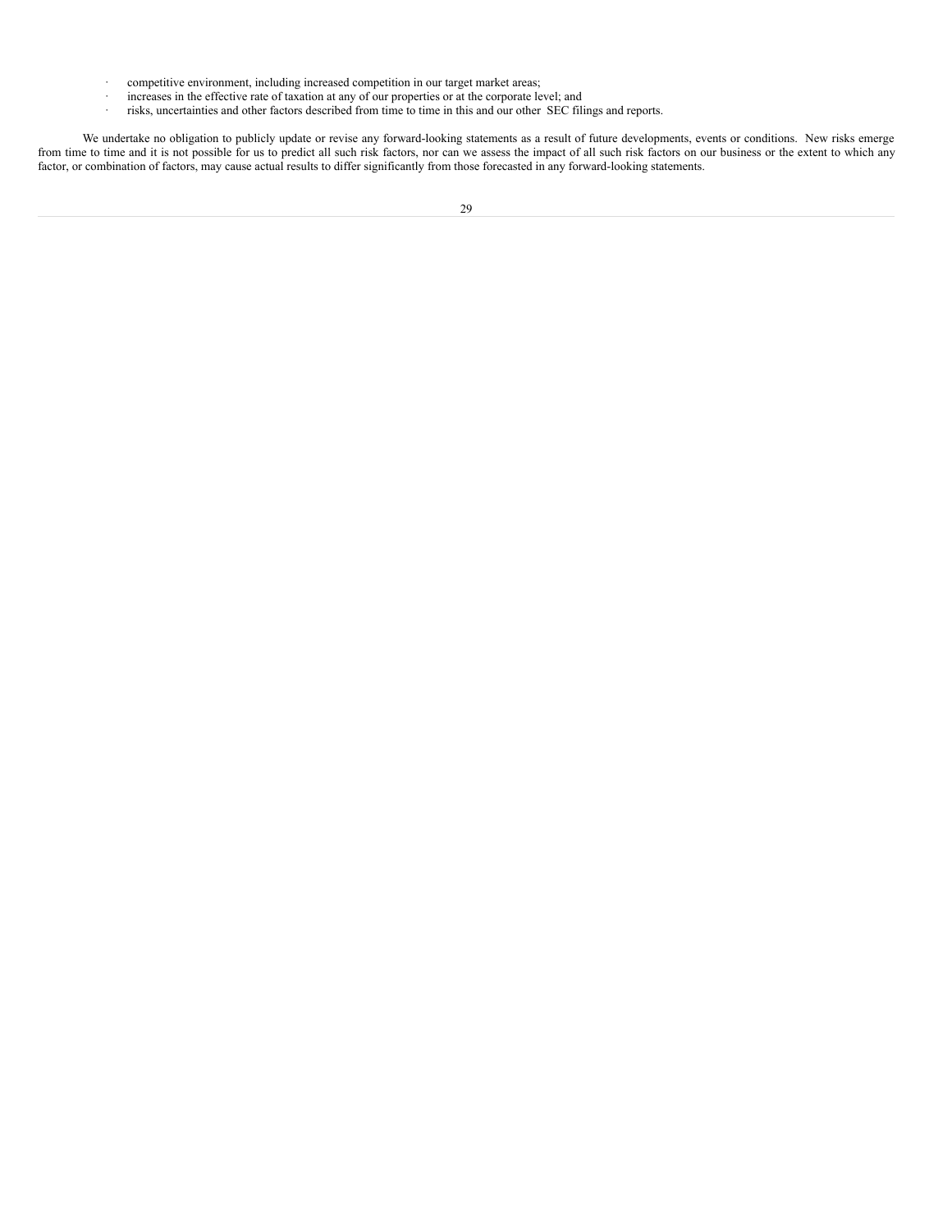- competitive environment, including increased competition in our target market areas;
- increases in the effective rate of taxation at any of our properties or at the corporate level; and
- risks, uncertainties and other factors described from time to time in this and our other SEC filings and reports.

We undertake no obligation to publicly update or revise any forward-looking statements as a result of future developments, events or conditions. New risks emerge from time to time and it is not possible for us to predict all such risk factors, nor can we assess the impact of all such risk factors on our business or the extent to which any factor, or combination of factors, may cause actual results to differ significantly from those forecasted in any forward-looking statements.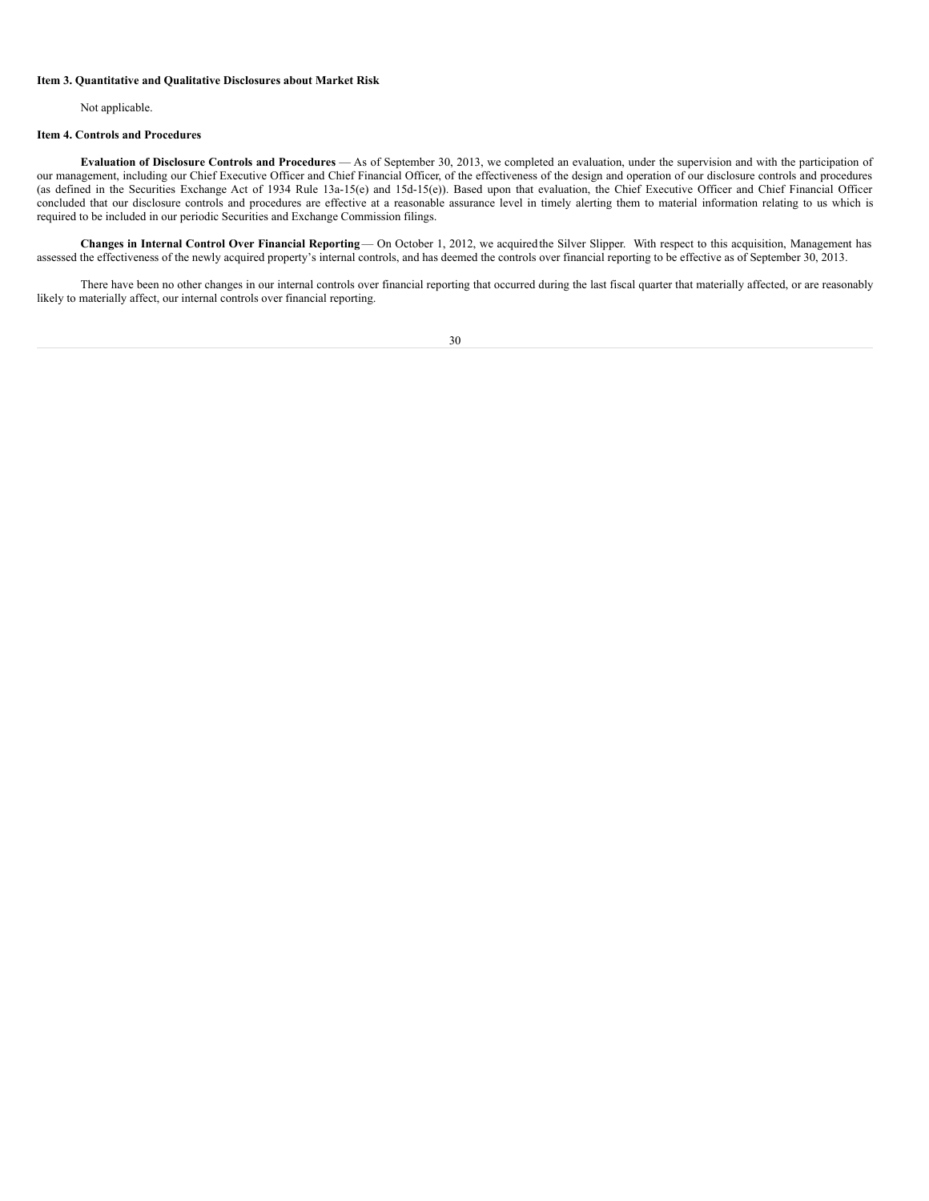### Item 3. Quantitative and Qualitative Disclosures about Market Risk

Not applicable.

### Item 4. Controls and Procedures

**Evaluation of Disclosure Controls and Procedures** — As of September 30, 2013, we completed an evaluation, under the supervision and with the participation of our management, including our Chief Executive Officer and Chief Financial Officer, of the effectiveness of the design and operation of our disclosure controls and procedures (as defined in the Securities Exchange Act of 1934 Rule 13a-15(e) and 15d-15(e)). Based upon that evaluation, the Chief Executive Officer and Chief Financial Officer concluded that our disclosure controls and procedures are effective at a reasonable assurance level in timely alerting them to material information relating to us which is required to be included in our periodic Securities and Exchange Commission filings.

**Changes in Internal Control Over Financial Reporting** — On October 1, 2012, we acquired the Silver Slipper. With respect to this acquisition, Management has assessed the effectiveness of the newly acquired property's internal controls, and has deemed the controls over financial reporting to be effective as of September 30, 2013.

There have been no other changes in our internal controls over financial reporting that occurred during the last fiscal quarter that materially affected, or are reasonably likely to materially affect, our internal controls over financial reporting.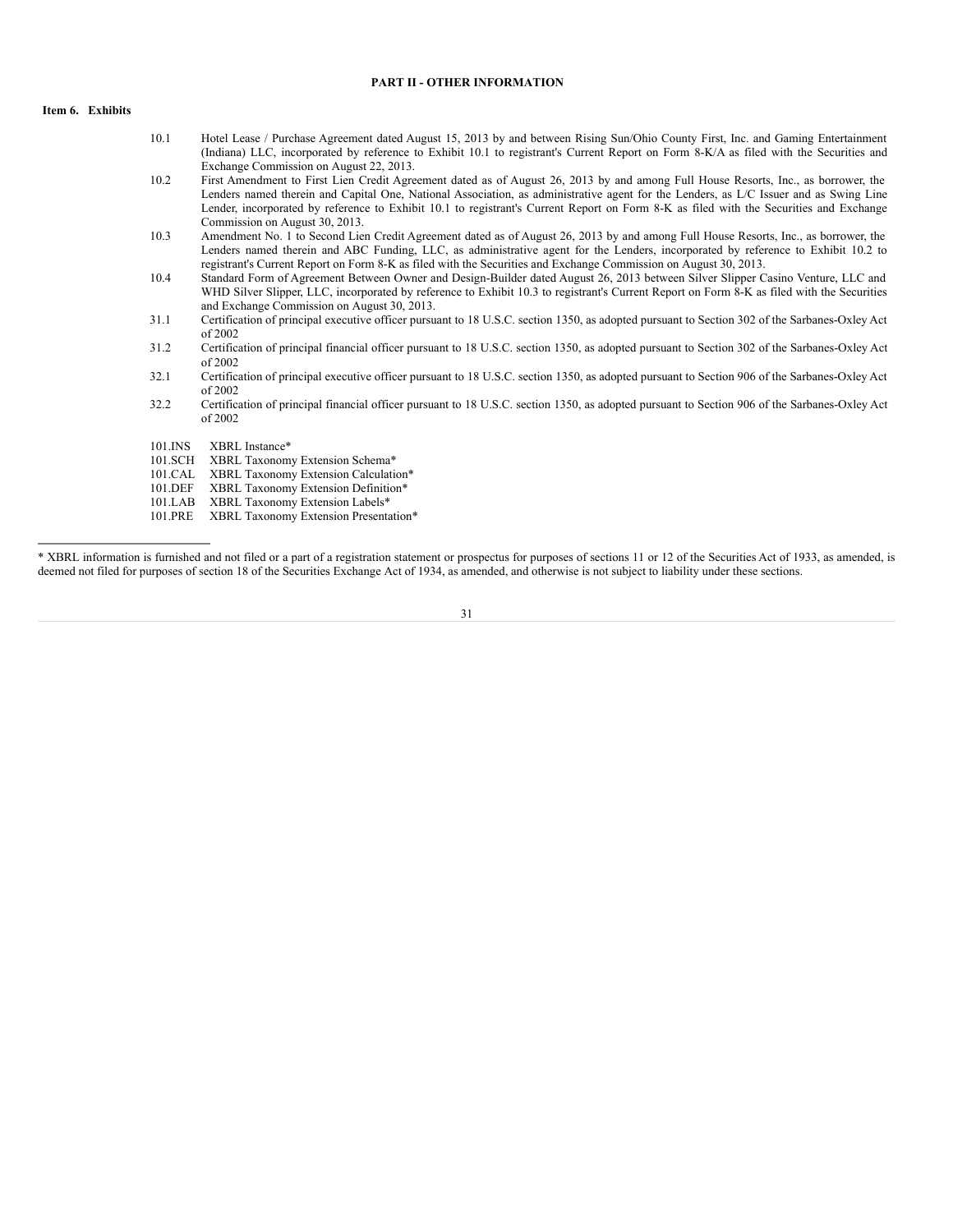## PART II - OTHER INFORMATION

### Item 6. Exhibits

| | |
|---|---|
| 10.1 | Hotel Lease / Purchase Agreement dated August 15, 2013 by and between Rising Sun/Ohio County First, Inc. and Gaming Entertainment (Indiana) LLC, incorporated by reference to Exhibit 10.1 to registrant's Current Report on Form 8-K/A as filed with the Securities and Exchange Commission on August 22, 2013. |
| 10.2 | First Amendment to First Lien Credit Agreement dated as of August 26, 2013 by and among Full House Resorts, Inc., as borrower, the Lenders named therein and Capital One, National Association, as administrative agent for the Lenders, as L/C Issuer and as Swing Line Lender, incorporated by reference to Exhibit 10.1 to registrant's Current Report on Form 8-K as filed with the Securities and Exchange Commission on August 30, 2013. |
| 10.3 | Amendment No. 1 to Second Lien Credit Agreement dated as of August 26, 2013 by and among Full House Resorts, Inc., as borrower, the Lenders named therein and ABC Funding, LLC, as administrative agent for the Lenders, incorporated by reference to Exhibit 10.2 to registrant's Current Report on Form 8-K as filed with the Securities and Exchange Commission on August 30, 2013. |
| 10.4 | Standard Form of Agreement Between Owner and Design-Builder dated August 26, 2013 between Silver Slipper Casino Venture, LLC and WHD Silver Slipper, LLC, incorporated by reference to Exhibit 10.3 to registrant's Current Report on Form 8-K as filed with the Securities and Exchange Commission on August 30, 2013. |
| 31.1 | Certification of principal executive officer pursuant to 18 U.S.C. section 1350, as adopted pursuant to Section 302 of the Sarbanes-Oxley Act of 2002 |
| 31.2 | Certification of principal financial officer pursuant to 18 U.S.C. section 1350, as adopted pursuant to Section 302 of the Sarbanes-Oxley Act of 2002 |
| 32.1 | Certification of principal executive officer pursuant to 18 U.S.C. section 1350, as adopted pursuant to Section 906 of the Sarbanes-Oxley Act of 2002 |
| 32.2 | Certification of principal financial officer pursuant to 18 U.S.C. section 1350, as adopted pursuant to Section 906 of the Sarbanes-Oxley Act of 2002 |
| | |
| 101.INS | XBRL Instance* |
| 101.SCH | XBRL Taxonomy Extension Schema* |
| 101.CAL | XBRL Taxonomy Extension Calculation* |
| 101.DEF | XBRL Taxonomy Extension Definition* |
| 101.LAB | XBRL Taxonomy Extension Labels* |
| 101.PRE | XBRL Taxonomy Extension Presentation* |

---

* XBRL information is furnished and not filed or a part of a registration statement or prospectus for purposes of sections 11 or 12 of the Securities Act of 1933, as amended, is deemed not filed for purposes of section 18 of the Securities Exchange Act of 1934, as amended, and otherwise is not subject to liability under these sections.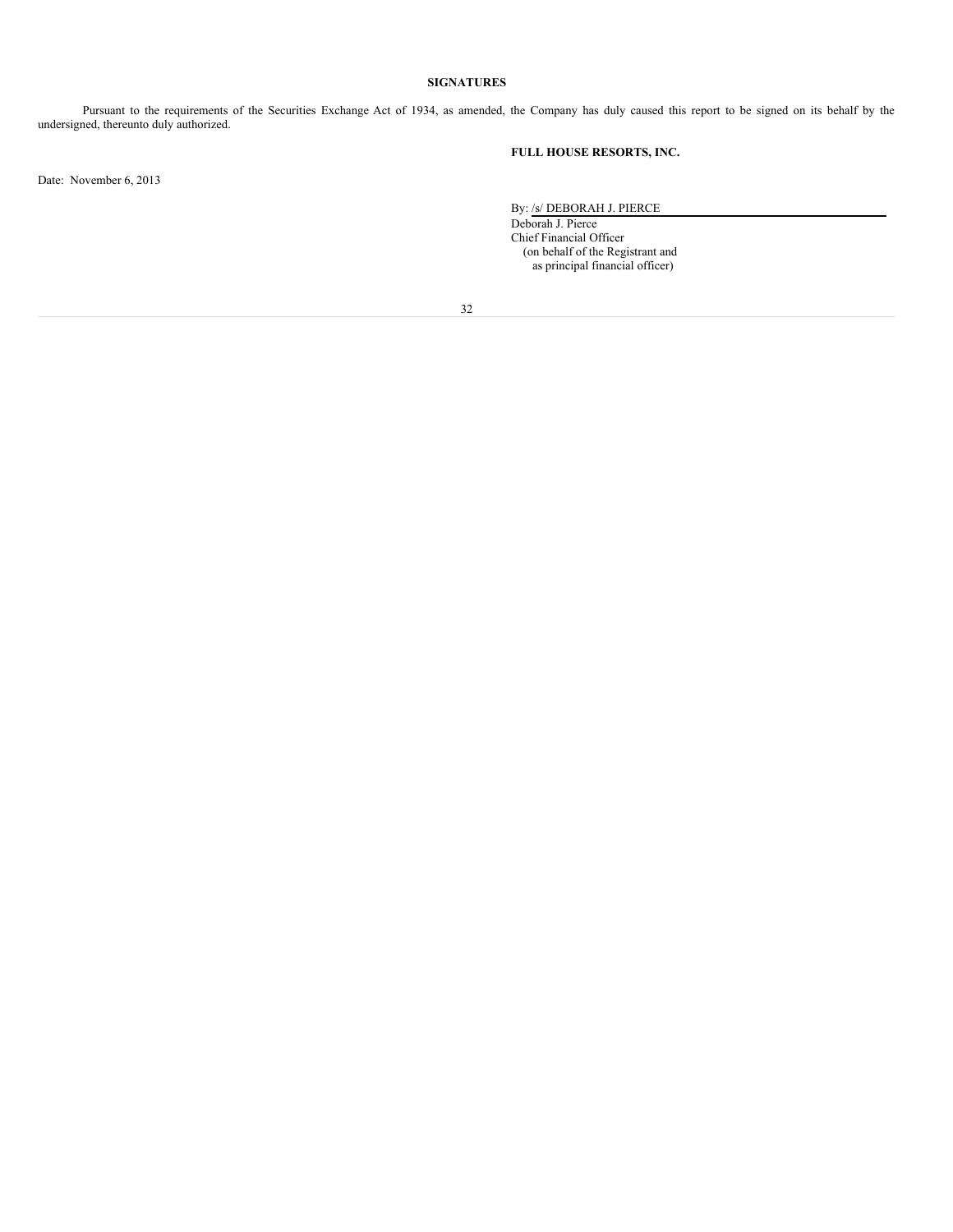## SIGNATURES

Pursuant to the requirements of the Securities Exchange Act of 1934, as amended, the Company has duly caused this report to be signed on its behalf by the undersigned, thereunto duly authorized.

**FULL HOUSE RESORTS, INC.**

Date: November 6, 2013

By: /s/ DEBORAH J. PIERCE

Deborah J. Pierce
Chief Financial Officer
(on behalf of the Registrant and
as principal financial officer)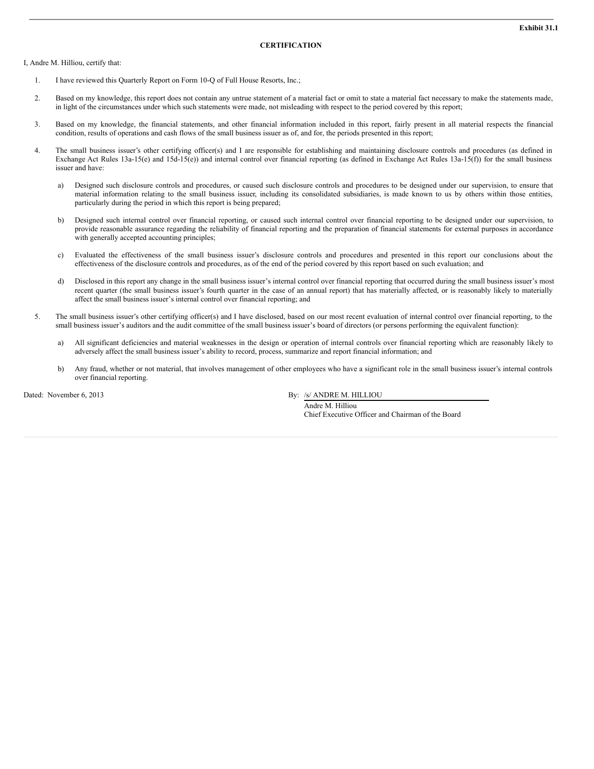**Exhibit 31.1**

**CERTIFICATION**

I, Andre M. Hilliou, certify that:

1. I have reviewed this Quarterly Report on Form 10-Q of Full House Resorts, Inc.;

2. Based on my knowledge, this report does not contain any untrue statement of a material fact or omit to state a material fact necessary to make the statements made, in light of the circumstances under which such statements were made, not misleading with respect to the period covered by this report;

3. Based on my knowledge, the financial statements, and other financial information included in this report, fairly present in all material respects the financial condition, results of operations and cash flows of the small business issuer as of, and for, the periods presented in this report;

4. The small business issuer's other certifying officer(s) and I are responsible for establishing and maintaining disclosure controls and procedures (as defined in Exchange Act Rules 13a-15(e) and 15d-15(e)) and internal control over financial reporting (as defined in Exchange Act Rules 13a-15(f)) for the small business issuer and have:

   a) Designed such disclosure controls and procedures, or caused such disclosure controls and procedures to be designed under our supervision, to ensure that material information relating to the small business issuer, including its consolidated subsidiaries, is made known to us by others within those entities, particularly during the period in which this report is being prepared;

   b) Designed such internal control over financial reporting, or caused such internal control over financial reporting to be designed under our supervision, to provide reasonable assurance regarding the reliability of financial reporting and the preparation of financial statements for external purposes in accordance with generally accepted accounting principles;

   c) Evaluated the effectiveness of the small business issuer's disclosure controls and procedures and presented in this report our conclusions about the effectiveness of the disclosure controls and procedures, as of the end of the period covered by this report based on such evaluation; and

   d) Disclosed in this report any change in the small business issuer's internal control over financial reporting that occurred during the small business issuer's most recent quarter (the small business issuer's fourth quarter in the case of an annual report) that has materially affected, or is reasonably likely to materially affect the small business issuer's internal control over financial reporting; and

5. The small business issuer's other certifying officer(s) and I have disclosed, based on our most recent evaluation of internal control over financial reporting, to the small business issuer's auditors and the audit committee of the small business issuer's board of directors (or persons performing the equivalent function):

   a) All significant deficiencies and material weaknesses in the design or operation of internal controls over financial reporting which are reasonably likely to adversely affect the small business issuer's ability to record, process, summarize and report financial information; and

   b) Any fraud, whether or not material, that involves management of other employees who have a significant role in the small business issuer's internal controls over financial reporting.

Dated: November 6, 2013

By: /s/ ANDRE M. HILLIOU
Andre M. Hilliou
Chief Executive Officer and Chairman of the Board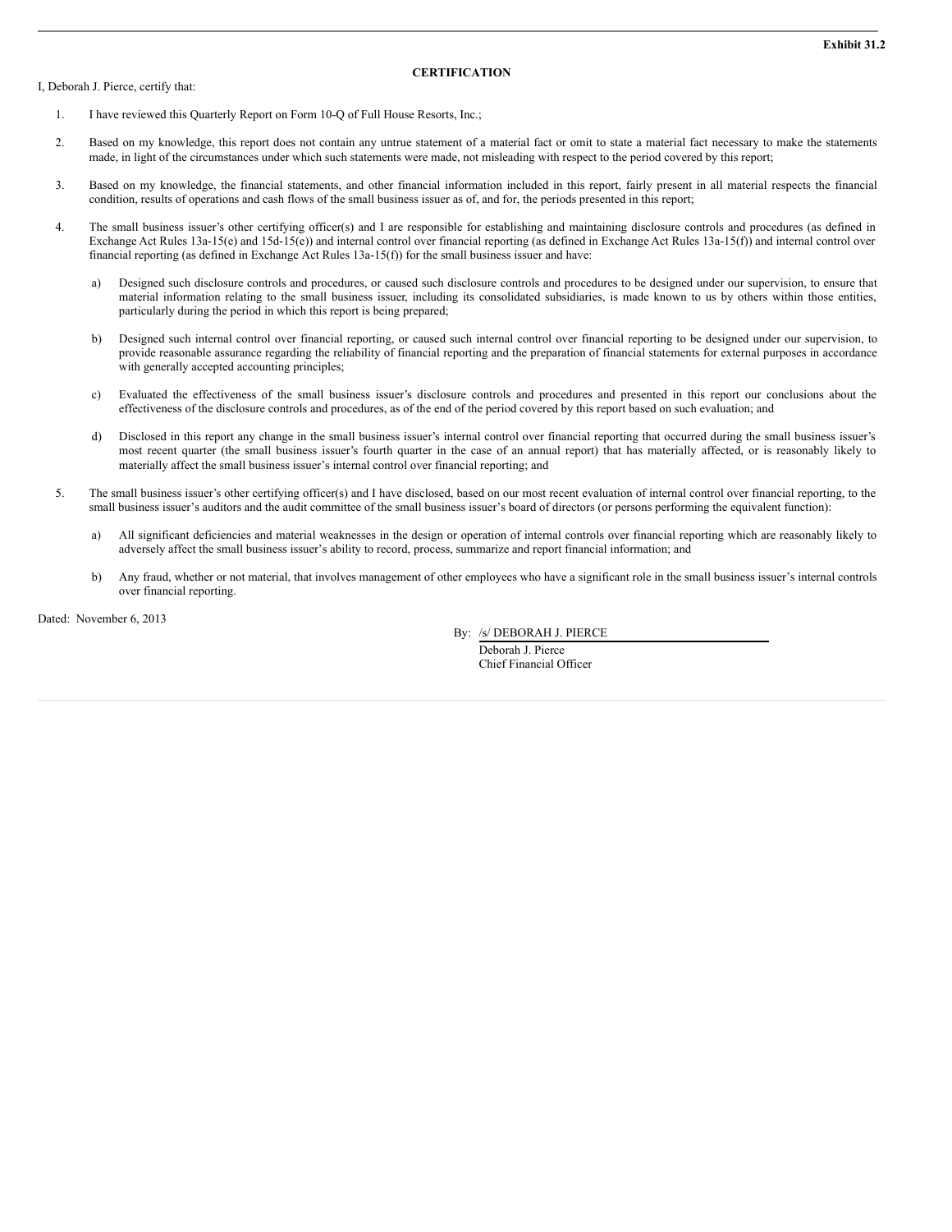Exhibit 31.2

**CERTIFICATION**

I, Deborah J. Pierce, certify that:

1. I have reviewed this Quarterly Report on Form 10-Q of Full House Resorts, Inc.;

2. Based on my knowledge, this report does not contain any untrue statement of a material fact or omit to state a material fact necessary to make the statements made, in light of the circumstances under which such statements were made, not misleading with respect to the period covered by this report;

3. Based on my knowledge, the financial statements, and other financial information included in this report, fairly present in all material respects the financial condition, results of operations and cash flows of the small business issuer as of, and for, the periods presented in this report;

4. The small business issuer's other certifying officer(s) and I are responsible for establishing and maintaining disclosure controls and procedures (as defined in Exchange Act Rules 13a-15(e) and 15d-15(e)) and internal control over financial reporting (as defined in Exchange Act Rules 13a-15(f)) and internal control over financial reporting (as defined in Exchange Act Rules 13a-15(f)) for the small business issuer and have:

   a) Designed such disclosure controls and procedures, or caused such disclosure controls and procedures to be designed under our supervision, to ensure that material information relating to the small business issuer, including its consolidated subsidiaries, is made known to us by others within those entities, particularly during the period in which this report is being prepared;

   b) Designed such internal control over financial reporting, or caused such internal control over financial reporting to be designed under our supervision, to provide reasonable assurance regarding the reliability of financial reporting and the preparation of financial statements for external purposes in accordance with generally accepted accounting principles;

   c) Evaluated the effectiveness of the small business issuer's disclosure controls and procedures and presented in this report our conclusions about the effectiveness of the disclosure controls and procedures, as of the end of the period covered by this report based on such evaluation; and

   d) Disclosed in this report any change in the small business issuer's internal control over financial reporting that occurred during the small business issuer's most recent quarter (the small business issuer's fourth quarter in the case of an annual report) that has materially affected, or is reasonably likely to materially affect the small business issuer's internal control over financial reporting; and

5. The small business issuer's other certifying officer(s) and I have disclosed, based on our most recent evaluation of internal control over financial reporting, to the small business issuer's auditors and the audit committee of the small business issuer's board of directors (or persons performing the equivalent function):

   a) All significant deficiencies and material weaknesses in the design or operation of internal controls over financial reporting which are reasonably likely to adversely affect the small business issuer's ability to record, process, summarize and report financial information; and

   b) Any fraud, whether or not material, that involves management of other employees who have a significant role in the small business issuer's internal controls over financial reporting.

Dated: November 6, 2013

By: /s/ DEBORAH J. PIERCE
Deborah J. Pierce
Chief Financial Officer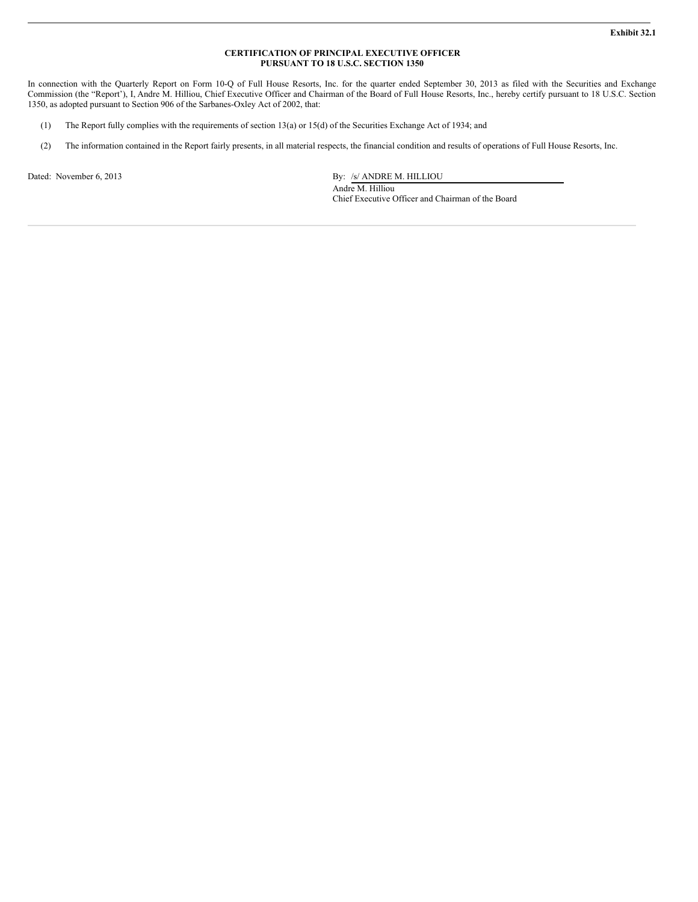**Exhibit 32.1**

**CERTIFICATION OF PRINCIPAL EXECUTIVE OFFICER**
**PURSUANT TO 18 U.S.C. SECTION 1350**

In connection with the Quarterly Report on Form 10-Q of Full House Resorts, Inc. for the quarter ended September 30, 2013 as filed with the Securities and Exchange Commission (the "Report'), I, Andre M. Hilliou, Chief Executive Officer and Chairman of the Board of Full House Resorts, Inc., hereby certify pursuant to 18 U.S.C. Section 1350, as adopted pursuant to Section 906 of the Sarbanes-Oxley Act of 2002, that:

(1) The Report fully complies with the requirements of section 13(a) or 15(d) of the Securities Exchange Act of 1934; and

(2) The information contained in the Report fairly presents, in all material respects, the financial condition and results of operations of Full House Resorts, Inc.

Dated: November 6, 2013

By: /s/ ANDRE M. HILLIOU
Andre M. Hilliou
Chief Executive Officer and Chairman of the Board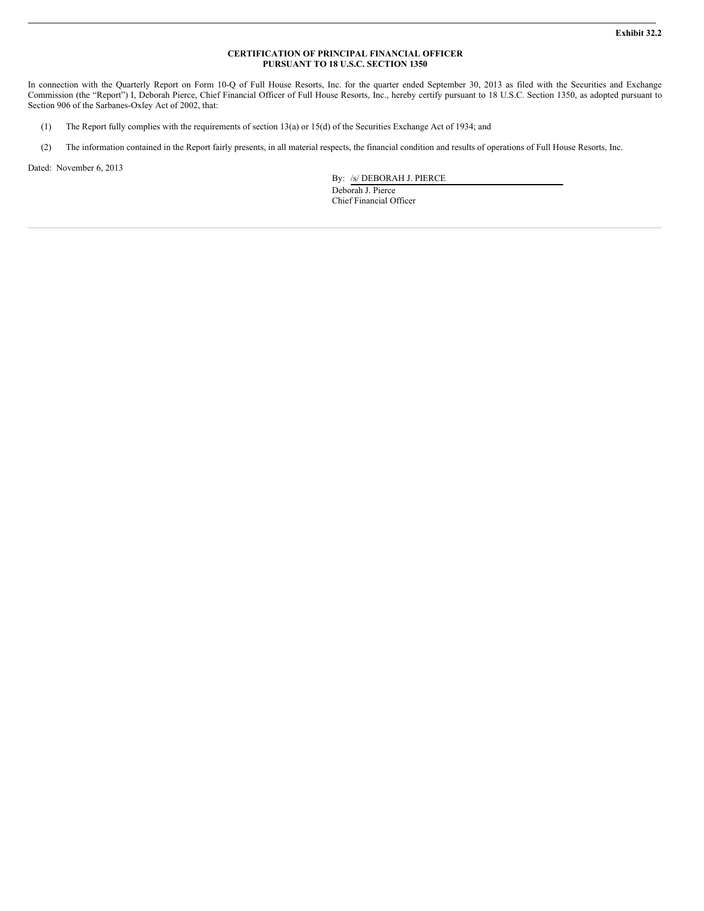**Exhibit 32.2**

**CERTIFICATION OF PRINCIPAL FINANCIAL OFFICER**
**PURSUANT TO 18 U.S.C. SECTION 1350**

In connection with the Quarterly Report on Form 10-Q of Full House Resorts, Inc. for the quarter ended September 30, 2013 as filed with the Securities and Exchange Commission (the "Report") I, Deborah Pierce, Chief Financial Officer of Full House Resorts, Inc., hereby certify pursuant to 18 U.S.C. Section 1350, as adopted pursuant to Section 906 of the Sarbanes-Oxley Act of 2002, that:

(1) The Report fully complies with the requirements of section 13(a) or 15(d) of the Securities Exchange Act of 1934; and

(2) The information contained in the Report fairly presents, in all material respects, the financial condition and results of operations of Full House Resorts, Inc.

Dated: November 6, 2013

By: /s/ DEBORAH J. PIERCE
Deborah J. Pierce
Chief Financial Officer